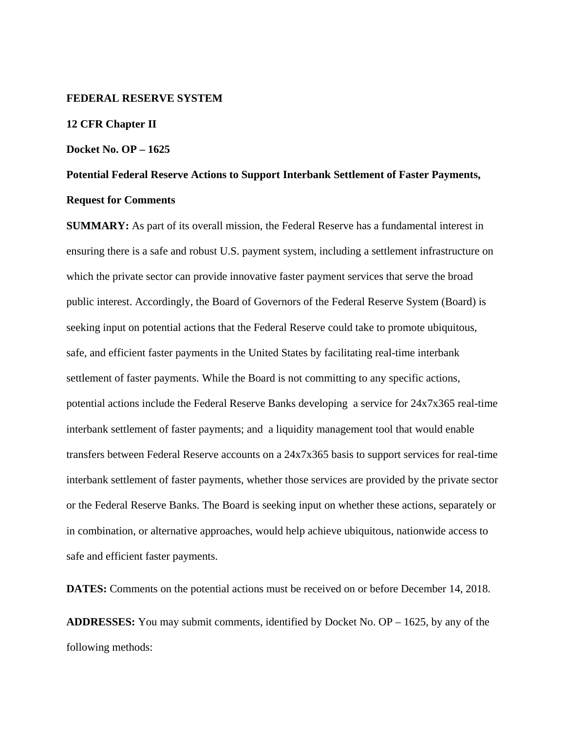**FEDERAL RESERVE SYSTEM**

**12 CFR Chapter II**

**Docket No. OP – 1625**

**Potential Federal Reserve Actions to Support Interbank Settlement of Faster Payments, Request for Comments**

**SUMMARY:** As part of its overall mission, the Federal Reserve has a fundamental interest in ensuring there is a safe and robust U.S. payment system, including a settlement infrastructure on which the private sector can provide innovative faster payment services that serve the broad public interest. Accordingly, the Board of Governors of the Federal Reserve System (Board) is seeking input on potential actions that the Federal Reserve could take to promote ubiquitous, safe, and efficient faster payments in the United States by facilitating real-time interbank settlement of faster payments. While the Board is not committing to any specific actions, potential actions include the Federal Reserve Banks developing a service for 24x7x365 real-time interbank settlement of faster payments; and a liquidity management tool that would enable transfers between Federal Reserve accounts on a 24x7x365 basis to support services for real-time interbank settlement of faster payments, whether those services are provided by the private sector or the Federal Reserve Banks. The Board is seeking input on whether these actions, separately or in combination, or alternative approaches, would help achieve ubiquitous, nationwide access to safe and efficient faster payments.

**DATES:** Comments on the potential actions must be received on or before December 14, 2018.

**ADDRESSES:** You may submit comments, identified by Docket No. OP – 1625, by any of the following methods: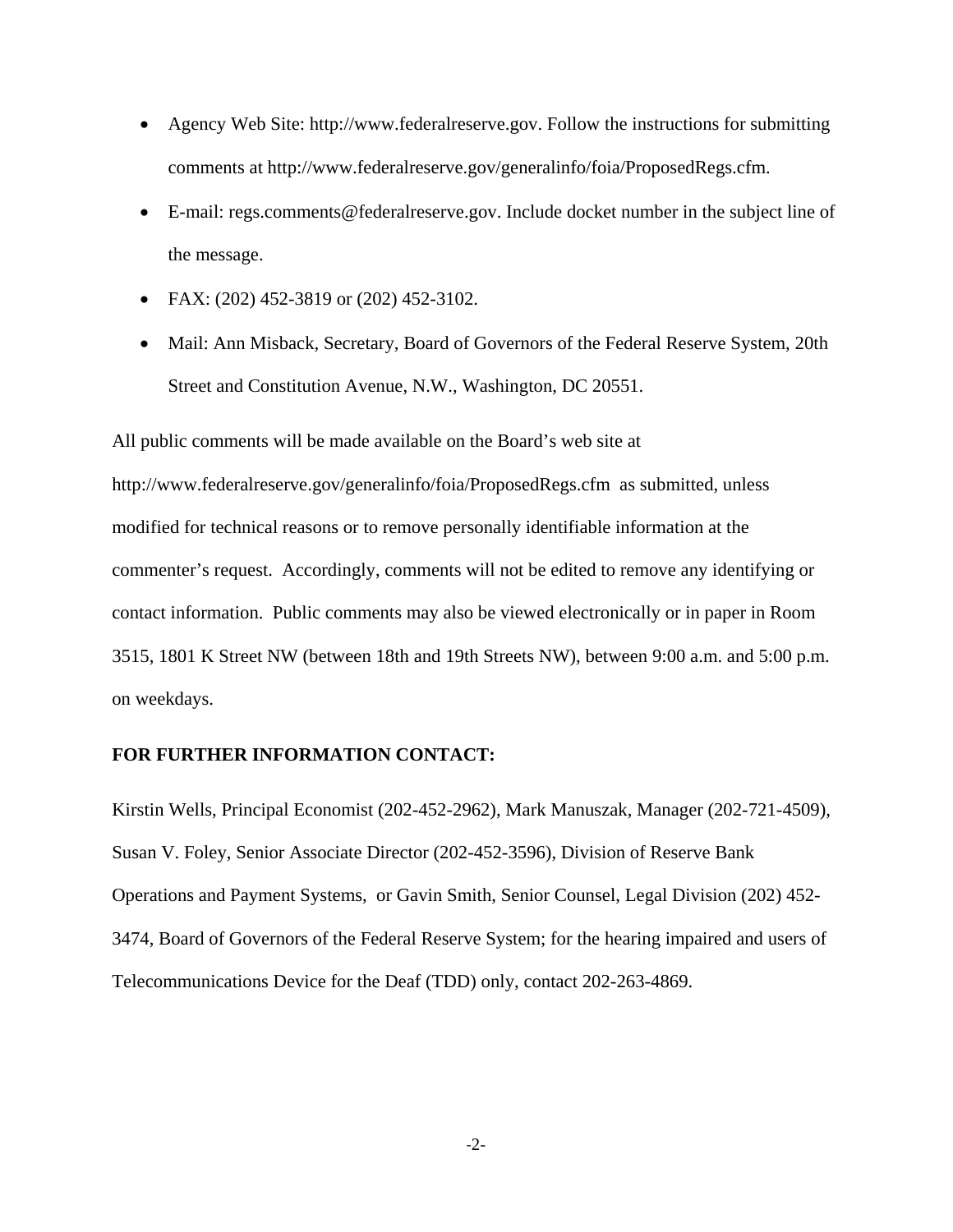- Agency Web Site: http://www.federalreserve.gov. Follow the instructions for submitting comments at http://www.federalreserve.gov/generalinfo/foia/ProposedRegs.cfm.
- E-mail: regs.comments@federalreserve.gov. Include docket number in the subject line of the message.
- FAX: (202) 452-3819 or (202) 452-3102.
- Mail: Ann Misback, Secretary, Board of Governors of the Federal Reserve System, 20th Street and Constitution Avenue, N.W., Washington, DC 20551.

All public comments will be made available on the Board's web site at http://www.federalreserve.gov/generalinfo/foia/ProposedRegs.cfm as submitted, unless modified for technical reasons or to remove personally identifiable information at the commenter's request. Accordingly, comments will not be edited to remove any identifying or contact information. Public comments may also be viewed electronically or in paper in Room 3515, 1801 K Street NW (between 18th and 19th Streets NW), between 9:00 a.m. and 5:00 p.m. on weekdays.

**FOR FURTHER INFORMATION CONTACT:**

Kirstin Wells, Principal Economist (202-452-2962), Mark Manuszak, Manager (202-721-4509), Susan V. Foley, Senior Associate Director (202-452-3596), Division of Reserve Bank Operations and Payment Systems, or Gavin Smith, Senior Counsel, Legal Division (202) 452-3474, Board of Governors of the Federal Reserve System; for the hearing impaired and users of Telecommunications Device for the Deaf (TDD) only, contact 202-263-4869.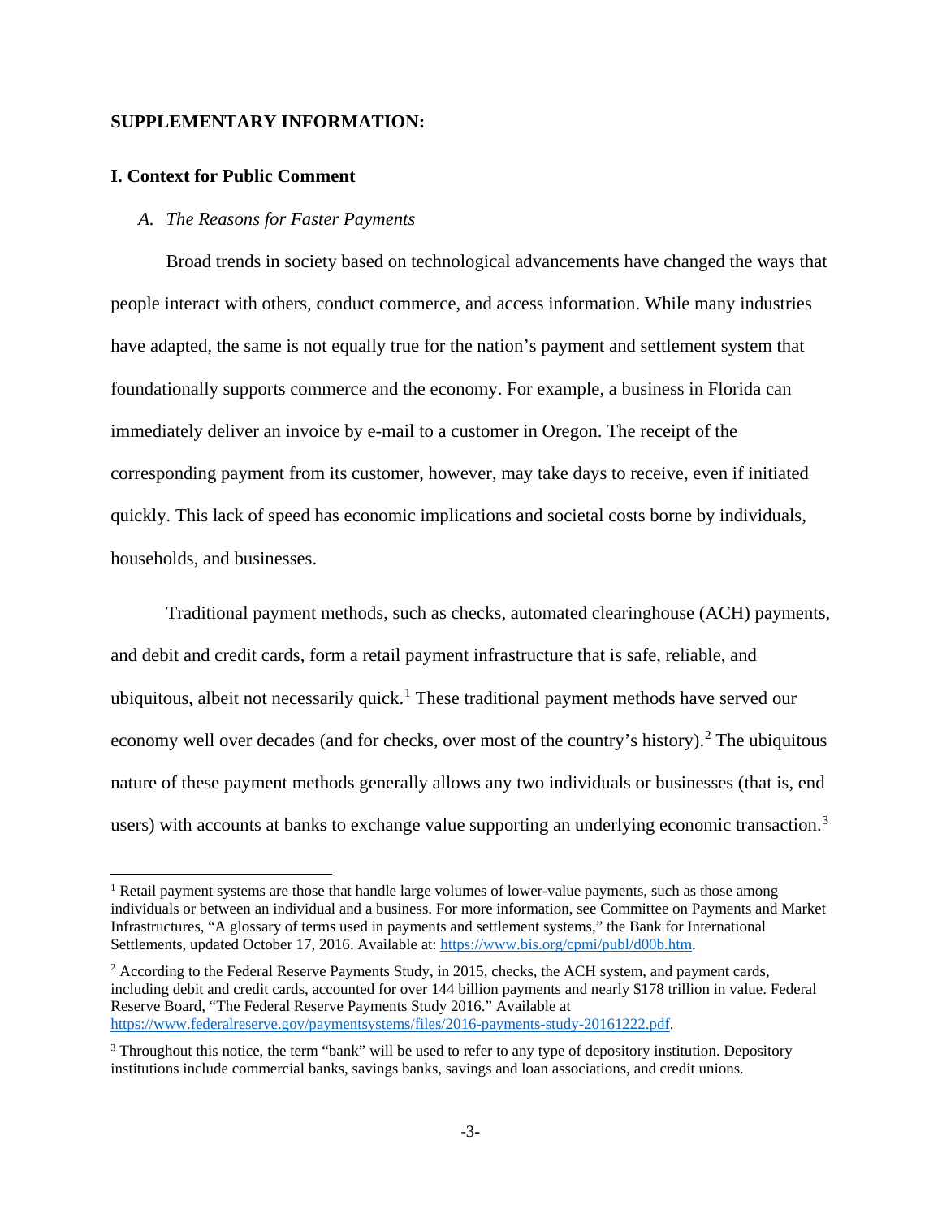## SUPPLEMENTARY INFORMATION:

### I. Context for Public Comment

#### *A. The Reasons for Faster Payments*

Broad trends in society based on technological advancements have changed the ways that people interact with others, conduct commerce, and access information. While many industries have adapted, the same is not equally true for the nation's payment and settlement system that foundationally supports commerce and the economy. For example, a business in Florida can immediately deliver an invoice by e-mail to a customer in Oregon. The receipt of the corresponding payment from its customer, however, may take days to receive, even if initiated quickly. This lack of speed has economic implications and societal costs borne by individuals, households, and businesses.

Traditional payment methods, such as checks, automated clearinghouse (ACH) payments, and debit and credit cards, form a retail payment infrastructure that is safe, reliable, and ubiquitous, albeit not necessarily quick.[1] These traditional payment methods have served our economy well over decades (and for checks, over most of the country's history).[2] The ubiquitous nature of these payment methods generally allows any two individuals or businesses (that is, end users) with accounts at banks to exchange value supporting an underlying economic transaction.[3]

---

[1] Retail payment systems are those that handle large volumes of lower-value payments, such as those among individuals or between an individual and a business. For more information, see Committee on Payments and Market Infrastructures, "A glossary of terms used in payments and settlement systems," the Bank for International Settlements, updated October 17, 2016. Available at: https://www.bis.org/cpmi/publ/d00b.htm.

[2] According to the Federal Reserve Payments Study, in 2015, checks, the ACH system, and payment cards, including debit and credit cards, accounted for over 144 billion payments and nearly $178 trillion in value. Federal Reserve Board, "The Federal Reserve Payments Study 2016." Available at https://www.federalreserve.gov/paymentsystems/files/2016-payments-study-20161222.pdf.

[3] Throughout this notice, the term "bank" will be used to refer to any type of depository institution. Depository institutions include commercial banks, savings banks, savings and loan associations, and credit unions.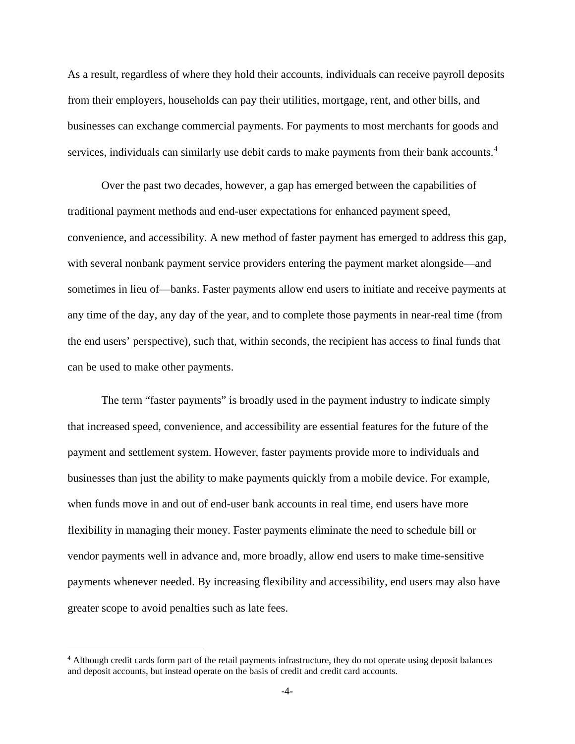As a result, regardless of where they hold their accounts, individuals can receive payroll deposits from their employers, households can pay their utilities, mortgage, rent, and other bills, and businesses can exchange commercial payments. For payments to most merchants for goods and services, individuals can similarly use debit cards to make payments from their bank accounts.[4]

Over the past two decades, however, a gap has emerged between the capabilities of traditional payment methods and end-user expectations for enhanced payment speed, convenience, and accessibility. A new method of faster payment has emerged to address this gap, with several nonbank payment service providers entering the payment market alongside—and sometimes in lieu of—banks. Faster payments allow end users to initiate and receive payments at any time of the day, any day of the year, and to complete those payments in near-real time (from the end users' perspective), such that, within seconds, the recipient has access to final funds that can be used to make other payments.

The term "faster payments" is broadly used in the payment industry to indicate simply that increased speed, convenience, and accessibility are essential features for the future of the payment and settlement system. However, faster payments provide more to individuals and businesses than just the ability to make payments quickly from a mobile device. For example, when funds move in and out of end-user bank accounts in real time, end users have more flexibility in managing their money. Faster payments eliminate the need to schedule bill or vendor payments well in advance and, more broadly, allow end users to make time-sensitive payments whenever needed. By increasing flexibility and accessibility, end users may also have greater scope to avoid penalties such as late fees.

[4] Although credit cards form part of the retail payments infrastructure, they do not operate using deposit balances and deposit accounts, but instead operate on the basis of credit and credit card accounts.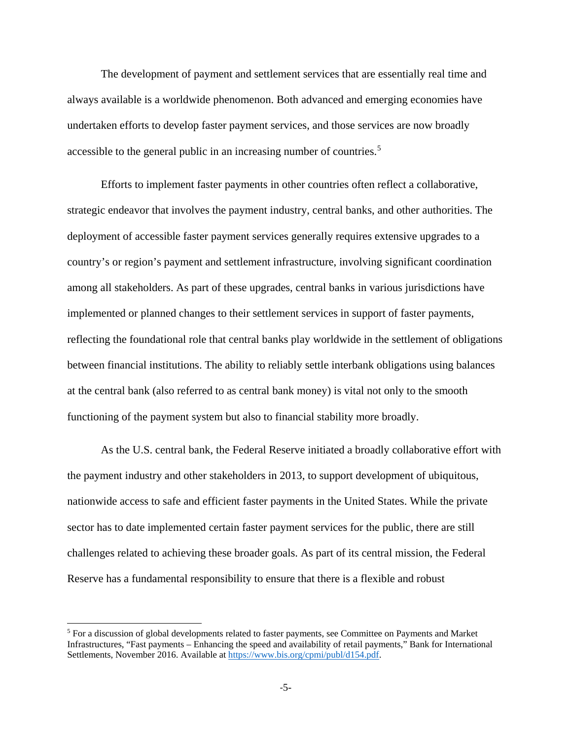The development of payment and settlement services that are essentially real time and always available is a worldwide phenomenon. Both advanced and emerging economies have undertaken efforts to develop faster payment services, and those services are now broadly accessible to the general public in an increasing number of countries.[5]

Efforts to implement faster payments in other countries often reflect a collaborative, strategic endeavor that involves the payment industry, central banks, and other authorities. The deployment of accessible faster payment services generally requires extensive upgrades to a country's or region's payment and settlement infrastructure, involving significant coordination among all stakeholders. As part of these upgrades, central banks in various jurisdictions have implemented or planned changes to their settlement services in support of faster payments, reflecting the foundational role that central banks play worldwide in the settlement of obligations between financial institutions. The ability to reliably settle interbank obligations using balances at the central bank (also referred to as central bank money) is vital not only to the smooth functioning of the payment system but also to financial stability more broadly.

As the U.S. central bank, the Federal Reserve initiated a broadly collaborative effort with the payment industry and other stakeholders in 2013, to support development of ubiquitous, nationwide access to safe and efficient faster payments in the United States. While the private sector has to date implemented certain faster payment services for the public, there are still challenges related to achieving these broader goals. As part of its central mission, the Federal Reserve has a fundamental responsibility to ensure that there is a flexible and robust

[5] For a discussion of global developments related to faster payments, see Committee on Payments and Market Infrastructures, "Fast payments – Enhancing the speed and availability of retail payments," Bank for International Settlements, November 2016. Available at https://www.bis.org/cpmi/publ/d154.pdf.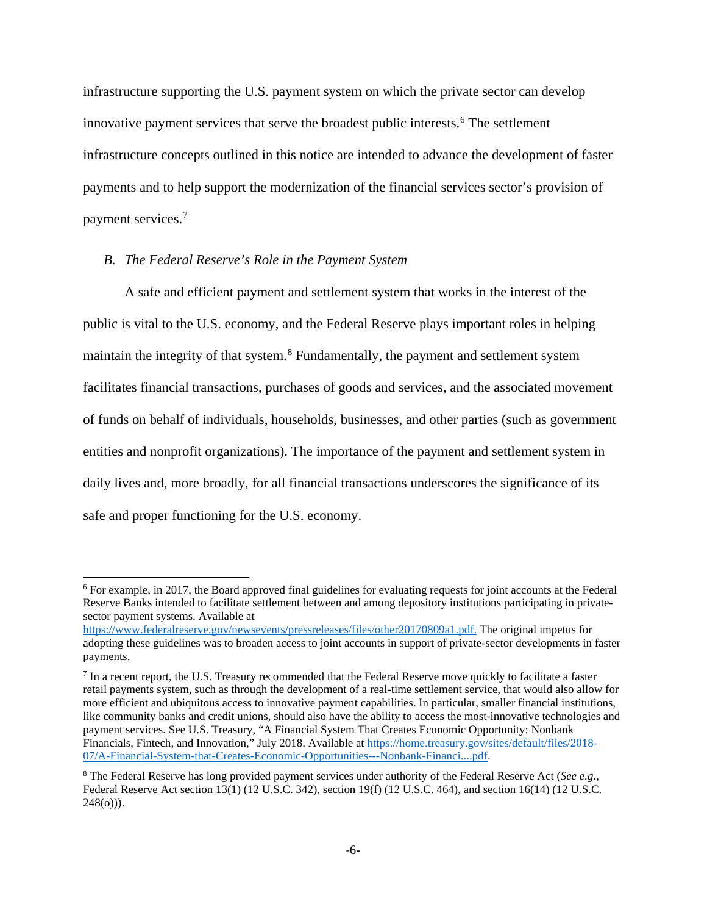infrastructure supporting the U.S. payment system on which the private sector can develop innovative payment services that serve the broadest public interests.[6] The settlement infrastructure concepts outlined in this notice are intended to advance the development of faster payments and to help support the modernization of the financial services sector's provision of payment services.[7]

### *B. The Federal Reserve's Role in the Payment System*

A safe and efficient payment and settlement system that works in the interest of the public is vital to the U.S. economy, and the Federal Reserve plays important roles in helping maintain the integrity of that system.[8] Fundamentally, the payment and settlement system facilitates financial transactions, purchases of goods and services, and the associated movement of funds on behalf of individuals, households, businesses, and other parties (such as government entities and nonprofit organizations). The importance of the payment and settlement system in daily lives and, more broadly, for all financial transactions underscores the significance of its safe and proper functioning for the U.S. economy.

---

[6] For example, in 2017, the Board approved final guidelines for evaluating requests for joint accounts at the Federal Reserve Banks intended to facilitate settlement between and among depository institutions participating in private-sector payment systems. Available at https://www.federalreserve.gov/newsevents/pressreleases/files/other20170809a1.pdf. The original impetus for adopting these guidelines was to broaden access to joint accounts in support of private-sector developments in faster payments.

[7] In a recent report, the U.S. Treasury recommended that the Federal Reserve move quickly to facilitate a faster retail payments system, such as through the development of a real-time settlement service, that would also allow for more efficient and ubiquitous access to innovative payment capabilities. In particular, smaller financial institutions, like community banks and credit unions, should also have the ability to access the most-innovative technologies and payment services. See U.S. Treasury, "A Financial System That Creates Economic Opportunity: Nonbank Financials, Fintech, and Innovation," July 2018. Available at https://home.treasury.gov/sites/default/files/2018-07/A-Financial-System-that-Creates-Economic-Opportunities---Nonbank-Financi....pdf.

[8] The Federal Reserve has long provided payment services under authority of the Federal Reserve Act (*See e.g.*, Federal Reserve Act section 13(1) (12 U.S.C. 342), section 19(f) (12 U.S.C. 464), and section 16(14) (12 U.S.C. 248(o))).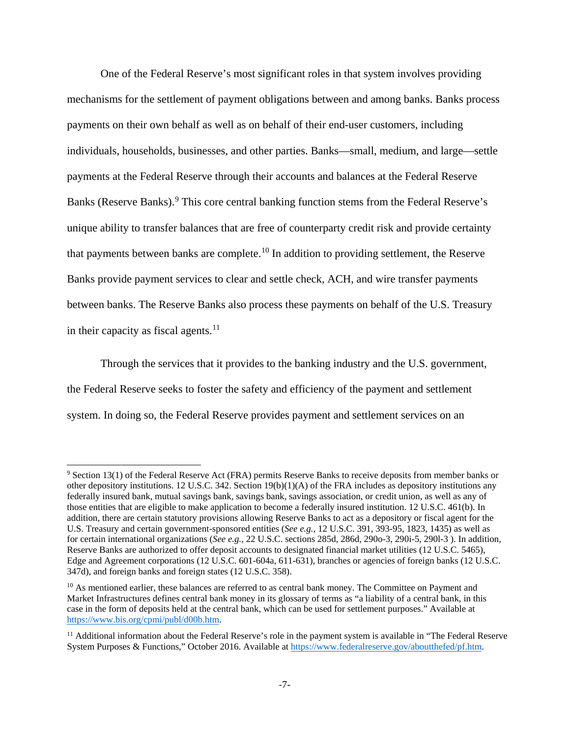One of the Federal Reserve's most significant roles in that system involves providing mechanisms for the settlement of payment obligations between and among banks. Banks process payments on their own behalf as well as on behalf of their end-user customers, including individuals, households, businesses, and other parties. Banks—small, medium, and large—settle payments at the Federal Reserve through their accounts and balances at the Federal Reserve Banks (Reserve Banks).[9] This core central banking function stems from the Federal Reserve's unique ability to transfer balances that are free of counterparty credit risk and provide certainty that payments between banks are complete.[10] In addition to providing settlement, the Reserve Banks provide payment services to clear and settle check, ACH, and wire transfer payments between banks. The Reserve Banks also process these payments on behalf of the U.S. Treasury in their capacity as fiscal agents.[11]

Through the services that it provides to the banking industry and the U.S. government, the Federal Reserve seeks to foster the safety and efficiency of the payment and settlement system. In doing so, the Federal Reserve provides payment and settlement services on an

---

[9] Section 13(1) of the Federal Reserve Act (FRA) permits Reserve Banks to receive deposits from member banks or other depository institutions. 12 U.S.C. 342. Section 19(b)(1)(A) of the FRA includes as depository institutions any federally insured bank, mutual savings bank, savings bank, savings association, or credit union, as well as any of those entities that are eligible to make application to become a federally insured institution. 12 U.S.C. 461(b). In addition, there are certain statutory provisions allowing Reserve Banks to act as a depository or fiscal agent for the U.S. Treasury and certain government-sponsored entities (*See e.g.*, 12 U.S.C. 391, 393-95, 1823, 1435) as well as for certain international organizations (*See e.g.*, 22 U.S.C. sections 285d, 286d, 290o-3, 290i-5, 290l-3 ). In addition, Reserve Banks are authorized to offer deposit accounts to designated financial market utilities (12 U.S.C. 5465), Edge and Agreement corporations (12 U.S.C. 601-604a, 611-631), branches or agencies of foreign banks (12 U.S.C. 347d), and foreign banks and foreign states (12 U.S.C. 358).

[10] As mentioned earlier, these balances are referred to as central bank money. The Committee on Payment and Market Infrastructures defines central bank money in its glossary of terms as "a liability of a central bank, in this case in the form of deposits held at the central bank, which can be used for settlement purposes." Available at https://www.bis.org/cpmi/publ/d00b.htm.

[11] Additional information about the Federal Reserve's role in the payment system is available in "The Federal Reserve System Purposes & Functions," October 2016. Available at https://www.federalreserve.gov/aboutthefed/pf.htm.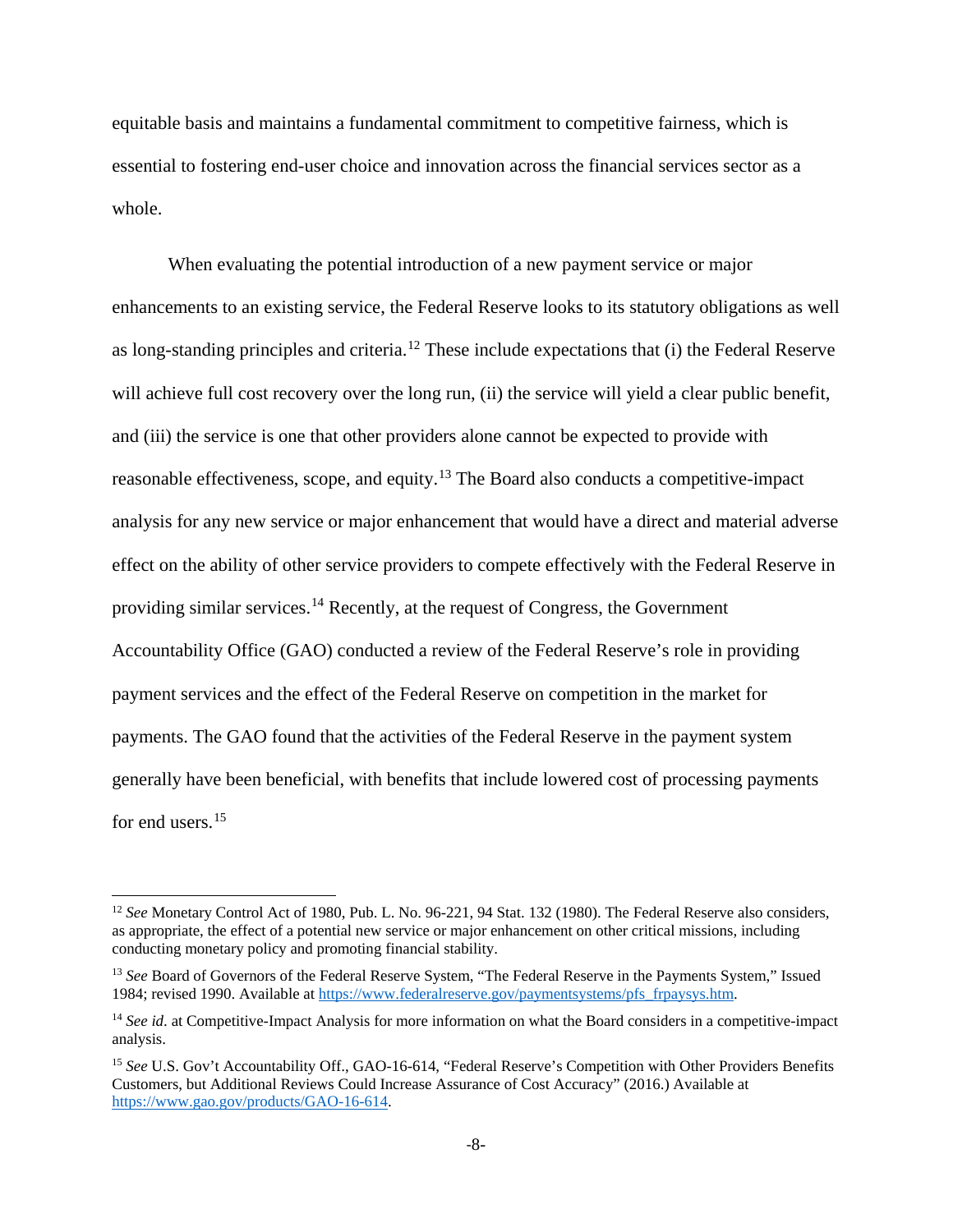equitable basis and maintains a fundamental commitment to competitive fairness, which is essential to fostering end-user choice and innovation across the financial services sector as a whole.

When evaluating the potential introduction of a new payment service or major enhancements to an existing service, the Federal Reserve looks to its statutory obligations as well as long-standing principles and criteria.[12] These include expectations that (i) the Federal Reserve will achieve full cost recovery over the long run, (ii) the service will yield a clear public benefit, and (iii) the service is one that other providers alone cannot be expected to provide with reasonable effectiveness, scope, and equity.[13] The Board also conducts a competitive-impact analysis for any new service or major enhancement that would have a direct and material adverse effect on the ability of other service providers to compete effectively with the Federal Reserve in providing similar services.[14] Recently, at the request of Congress, the Government Accountability Office (GAO) conducted a review of the Federal Reserve's role in providing payment services and the effect of the Federal Reserve on competition in the market for payments. The GAO found that the activities of the Federal Reserve in the payment system generally have been beneficial, with benefits that include lowered cost of processing payments for end users.[15]

---

[12] *See* Monetary Control Act of 1980, Pub. L. No. 96-221, 94 Stat. 132 (1980). The Federal Reserve also considers, as appropriate, the effect of a potential new service or major enhancement on other critical missions, including conducting monetary policy and promoting financial stability.

[13] *See* Board of Governors of the Federal Reserve System, "The Federal Reserve in the Payments System," Issued 1984; revised 1990. Available at https://www.federalreserve.gov/paymentsystems/pfs_frpaysys.htm.

[14] *See id.* at Competitive-Impact Analysis for more information on what the Board considers in a competitive-impact analysis.

[15] *See* U.S. Gov't Accountability Off., GAO-16-614, "Federal Reserve's Competition with Other Providers Benefits Customers, but Additional Reviews Could Increase Assurance of Cost Accuracy" (2016.) Available at https://www.gao.gov/products/GAO-16-614.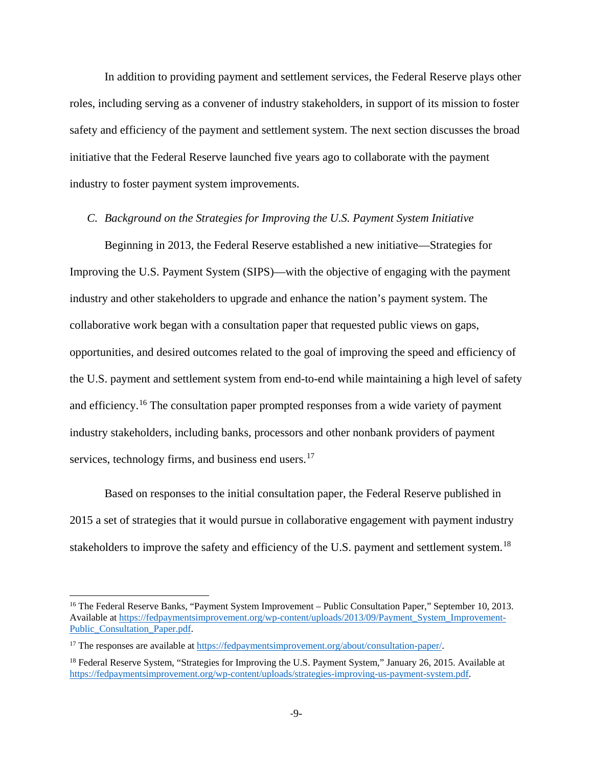In addition to providing payment and settlement services, the Federal Reserve plays other roles, including serving as a convener of industry stakeholders, in support of its mission to foster safety and efficiency of the payment and settlement system. The next section discusses the broad initiative that the Federal Reserve launched five years ago to collaborate with the payment industry to foster payment system improvements.

### *C. Background on the Strategies for Improving the U.S. Payment System Initiative*

Beginning in 2013, the Federal Reserve established a new initiative—Strategies for Improving the U.S. Payment System (SIPS)—with the objective of engaging with the payment industry and other stakeholders to upgrade and enhance the nation's payment system. The collaborative work began with a consultation paper that requested public views on gaps, opportunities, and desired outcomes related to the goal of improving the speed and efficiency of the U.S. payment and settlement system from end-to-end while maintaining a high level of safety and efficiency.[16] The consultation paper prompted responses from a wide variety of payment industry stakeholders, including banks, processors and other nonbank providers of payment services, technology firms, and business end users.[17]

Based on responses to the initial consultation paper, the Federal Reserve published in 2015 a set of strategies that it would pursue in collaborative engagement with payment industry stakeholders to improve the safety and efficiency of the U.S. payment and settlement system.[18]

---

[16] The Federal Reserve Banks, "Payment System Improvement – Public Consultation Paper," September 10, 2013. Available at https://fedpaymentsimprovement.org/wp-content/uploads/2013/09/Payment_System_Improvement-Public_Consultation_Paper.pdf.

[17] The responses are available at https://fedpaymentsimprovement.org/about/consultation-paper/.

[18] Federal Reserve System, "Strategies for Improving the U.S. Payment System," January 26, 2015. Available at https://fedpaymentsimprovement.org/wp-content/uploads/strategies-improving-us-payment-system.pdf.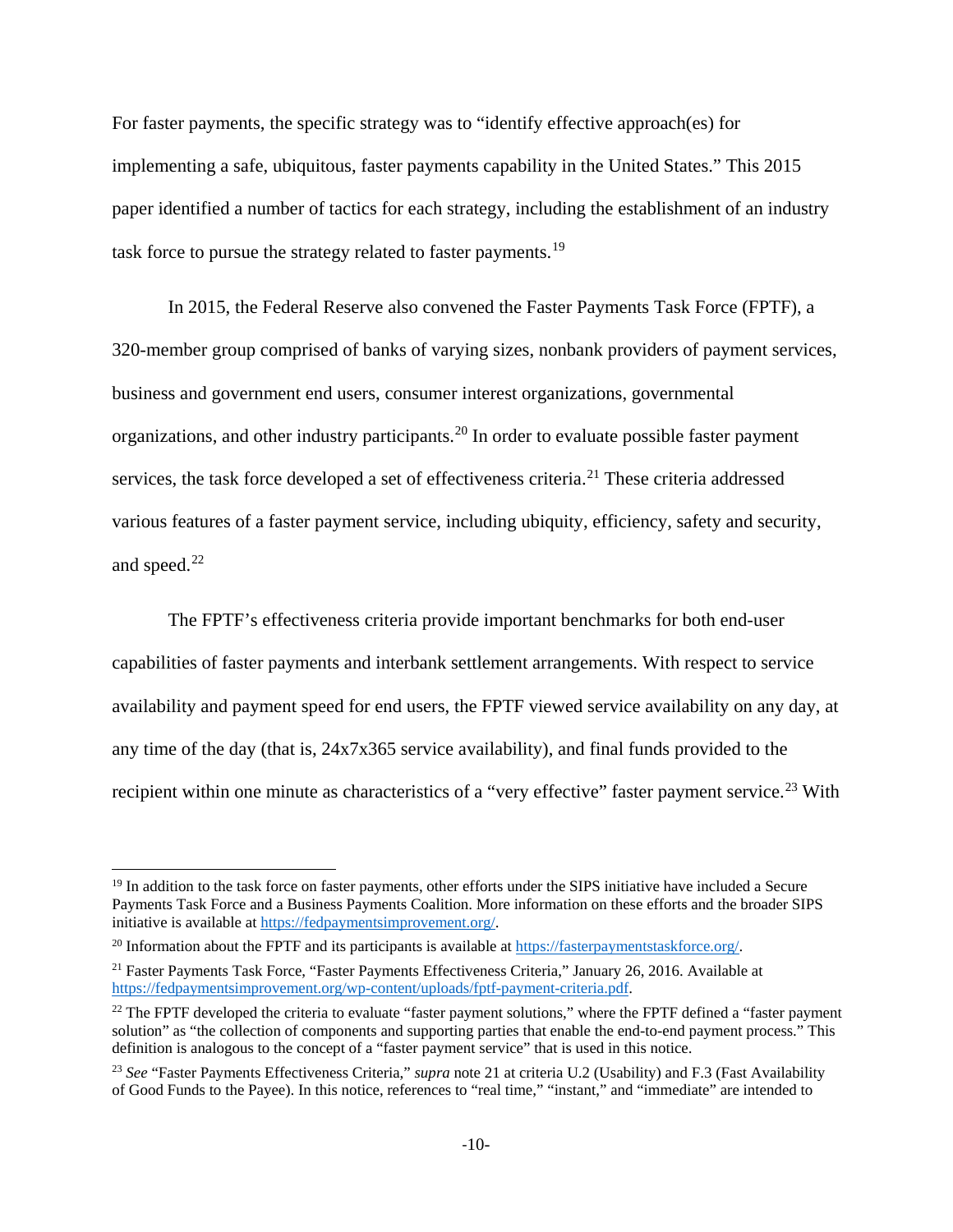For faster payments, the specific strategy was to "identify effective approach(es) for implementing a safe, ubiquitous, faster payments capability in the United States." This 2015 paper identified a number of tactics for each strategy, including the establishment of an industry task force to pursue the strategy related to faster payments.[19]

In 2015, the Federal Reserve also convened the Faster Payments Task Force (FPTF), a 320-member group comprised of banks of varying sizes, nonbank providers of payment services, business and government end users, consumer interest organizations, governmental organizations, and other industry participants.[20] In order to evaluate possible faster payment services, the task force developed a set of effectiveness criteria.[21] These criteria addressed various features of a faster payment service, including ubiquity, efficiency, safety and security, and speed.[22]

The FPTF's effectiveness criteria provide important benchmarks for both end-user capabilities of faster payments and interbank settlement arrangements. With respect to service availability and payment speed for end users, the FPTF viewed service availability on any day, at any time of the day (that is, 24x7x365 service availability), and final funds provided to the recipient within one minute as characteristics of a "very effective" faster payment service.[23] With

---

[19] In addition to the task force on faster payments, other efforts under the SIPS initiative have included a Secure Payments Task Force and a Business Payments Coalition. More information on these efforts and the broader SIPS initiative is available at https://fedpaymentsimprovement.org/.

[20] Information about the FPTF and its participants is available at https://fasterpaymentstaskforce.org/.

[21] Faster Payments Task Force, "Faster Payments Effectiveness Criteria," January 26, 2016. Available at https://fedpaymentsimprovement.org/wp-content/uploads/fptf-payment-criteria.pdf.

[22] The FPTF developed the criteria to evaluate "faster payment solutions," where the FPTF defined a "faster payment solution" as "the collection of components and supporting parties that enable the end-to-end payment process." This definition is analogous to the concept of a "faster payment service" that is used in this notice.

[23] *See* "Faster Payments Effectiveness Criteria," *supra* note 21 at criteria U.2 (Usability) and F.3 (Fast Availability of Good Funds to the Payee). In this notice, references to "real time," "instant," and "immediate" are intended to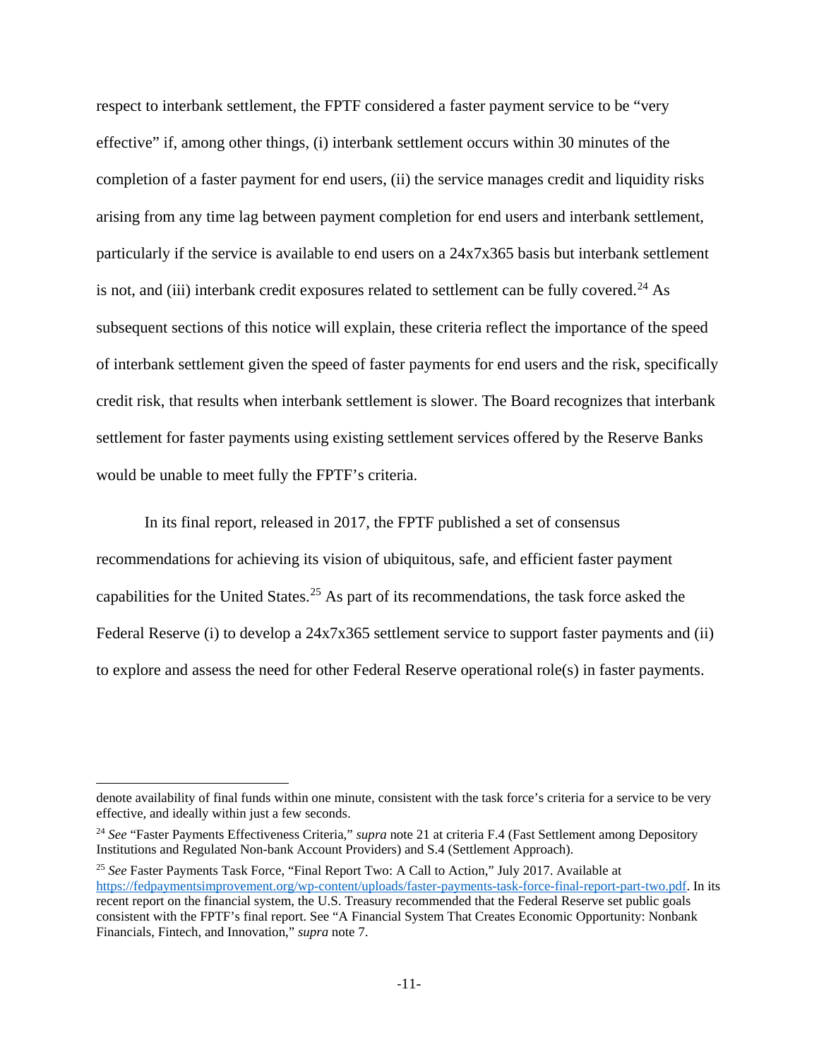respect to interbank settlement, the FPTF considered a faster payment service to be "very effective" if, among other things, (i) interbank settlement occurs within 30 minutes of the completion of a faster payment for end users, (ii) the service manages credit and liquidity risks arising from any time lag between payment completion for end users and interbank settlement, particularly if the service is available to end users on a 24x7x365 basis but interbank settlement is not, and (iii) interbank credit exposures related to settlement can be fully covered.[24] As subsequent sections of this notice will explain, these criteria reflect the importance of the speed of interbank settlement given the speed of faster payments for end users and the risk, specifically credit risk, that results when interbank settlement is slower. The Board recognizes that interbank settlement for faster payments using existing settlement services offered by the Reserve Banks would be unable to meet fully the FPTF's criteria.

In its final report, released in 2017, the FPTF published a set of consensus recommendations for achieving its vision of ubiquitous, safe, and efficient faster payment capabilities for the United States.[25] As part of its recommendations, the task force asked the Federal Reserve (i) to develop a 24x7x365 settlement service to support faster payments and (ii) to explore and assess the need for other Federal Reserve operational role(s) in faster payments.

---

denote availability of final funds within one minute, consistent with the task force's criteria for a service to be very effective, and ideally within just a few seconds.

[24] *See* "Faster Payments Effectiveness Criteria," *supra* note 21 at criteria F.4 (Fast Settlement among Depository Institutions and Regulated Non-bank Account Providers) and S.4 (Settlement Approach).

[25] *See* Faster Payments Task Force, "Final Report Two: A Call to Action," July 2017. Available at https://fedpaymentsimprovement.org/wp-content/uploads/faster-payments-task-force-final-report-part-two.pdf. In its recent report on the financial system, the U.S. Treasury recommended that the Federal Reserve set public goals consistent with the FPTF's final report. See "A Financial System That Creates Economic Opportunity: Nonbank Financials, Fintech, and Innovation," *supra* note 7.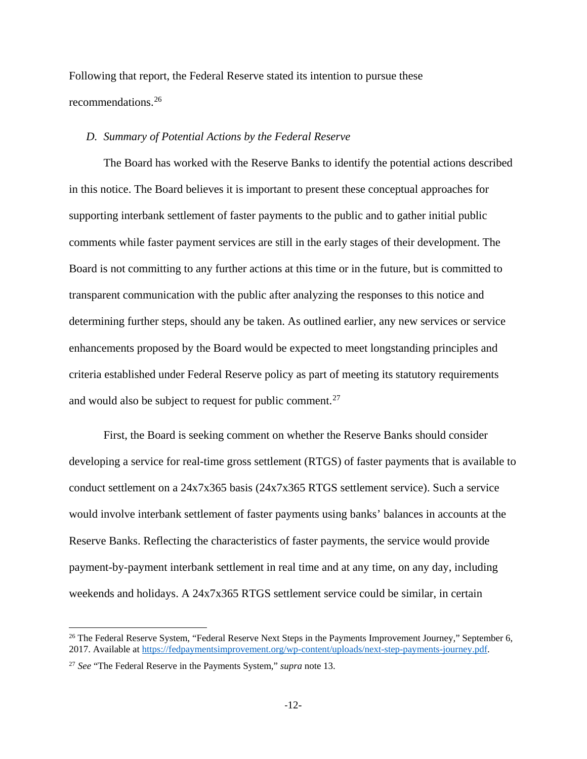Following that report, the Federal Reserve stated its intention to pursue these recommendations.[26]

### *D. Summary of Potential Actions by the Federal Reserve*

The Board has worked with the Reserve Banks to identify the potential actions described in this notice. The Board believes it is important to present these conceptual approaches for supporting interbank settlement of faster payments to the public and to gather initial public comments while faster payment services are still in the early stages of their development. The Board is not committing to any further actions at this time or in the future, but is committed to transparent communication with the public after analyzing the responses to this notice and determining further steps, should any be taken. As outlined earlier, any new services or service enhancements proposed by the Board would be expected to meet longstanding principles and criteria established under Federal Reserve policy as part of meeting its statutory requirements and would also be subject to request for public comment.[27]

First, the Board is seeking comment on whether the Reserve Banks should consider developing a service for real-time gross settlement (RTGS) of faster payments that is available to conduct settlement on a 24x7x365 basis (24x7x365 RTGS settlement service). Such a service would involve interbank settlement of faster payments using banks' balances in accounts at the Reserve Banks. Reflecting the characteristics of faster payments, the service would provide payment-by-payment interbank settlement in real time and at any time, on any day, including weekends and holidays. A 24x7x365 RTGS settlement service could be similar, in certain

---

[26] The Federal Reserve System, "Federal Reserve Next Steps in the Payments Improvement Journey," September 6, 2017. Available at https://fedpaymentsimprovement.org/wp-content/uploads/next-step-payments-journey.pdf.

[27] *See* "The Federal Reserve in the Payments System," *supra* note 13.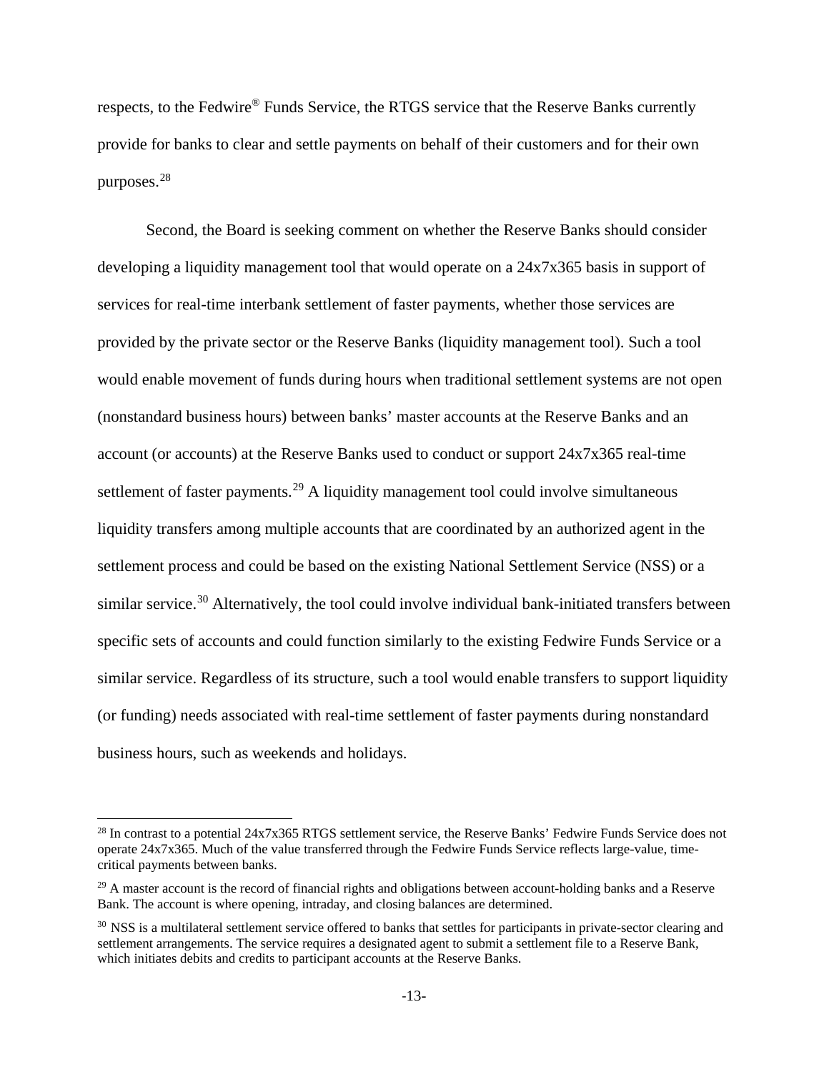respects, to the Fedwire® Funds Service, the RTGS service that the Reserve Banks currently provide for banks to clear and settle payments on behalf of their customers and for their own purposes.[28]

Second, the Board is seeking comment on whether the Reserve Banks should consider developing a liquidity management tool that would operate on a 24x7x365 basis in support of services for real-time interbank settlement of faster payments, whether those services are provided by the private sector or the Reserve Banks (liquidity management tool). Such a tool would enable movement of funds during hours when traditional settlement systems are not open (nonstandard business hours) between banks' master accounts at the Reserve Banks and an account (or accounts) at the Reserve Banks used to conduct or support 24x7x365 real-time settlement of faster payments.[29] A liquidity management tool could involve simultaneous liquidity transfers among multiple accounts that are coordinated by an authorized agent in the settlement process and could be based on the existing National Settlement Service (NSS) or a similar service.[30] Alternatively, the tool could involve individual bank-initiated transfers between specific sets of accounts and could function similarly to the existing Fedwire Funds Service or a similar service. Regardless of its structure, such a tool would enable transfers to support liquidity (or funding) needs associated with real-time settlement of faster payments during nonstandard business hours, such as weekends and holidays.

---

[28] In contrast to a potential 24x7x365 RTGS settlement service, the Reserve Banks' Fedwire Funds Service does not operate 24x7x365. Much of the value transferred through the Fedwire Funds Service reflects large-value, time-critical payments between banks.

[29] A master account is the record of financial rights and obligations between account-holding banks and a Reserve Bank. The account is where opening, intraday, and closing balances are determined.

[30] NSS is a multilateral settlement service offered to banks that settles for participants in private-sector clearing and settlement arrangements. The service requires a designated agent to submit a settlement file to a Reserve Bank, which initiates debits and credits to participant accounts at the Reserve Banks.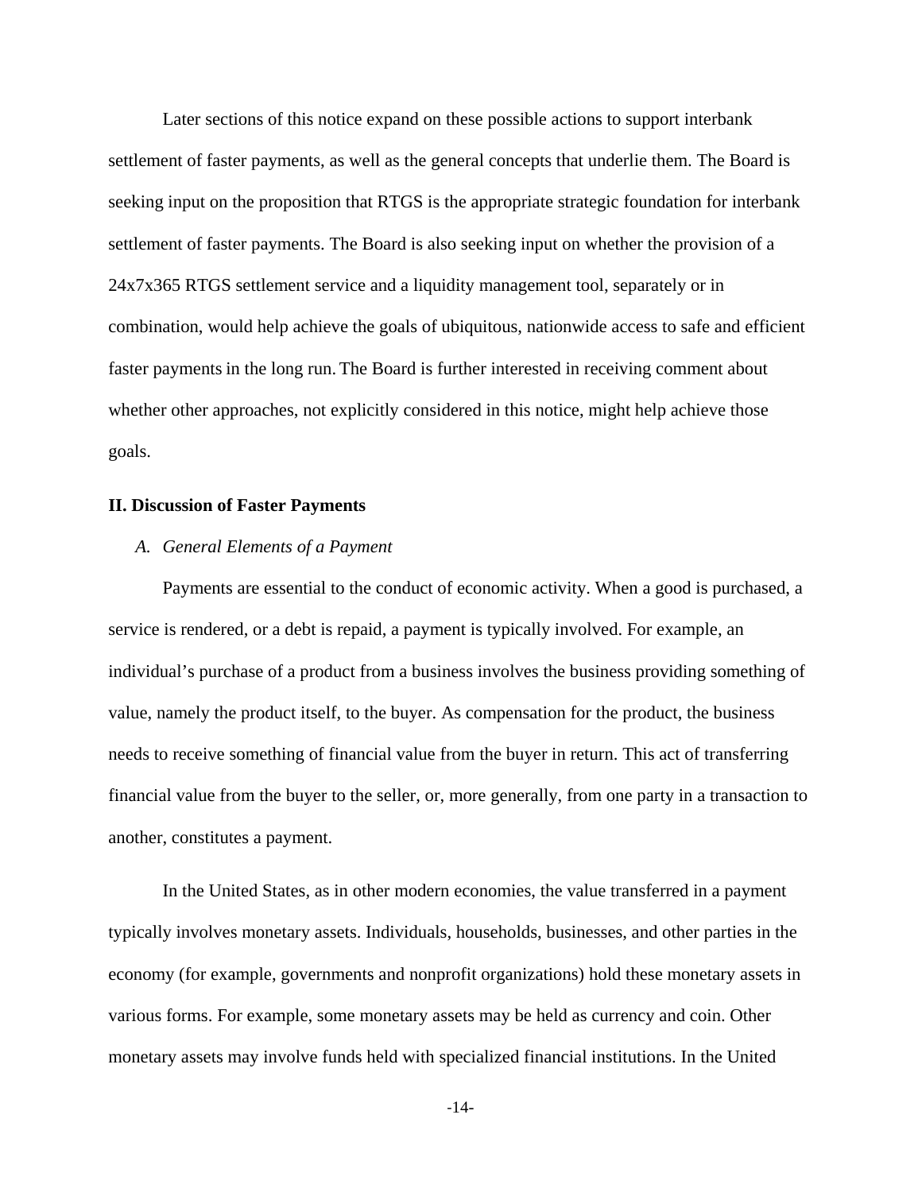Later sections of this notice expand on these possible actions to support interbank settlement of faster payments, as well as the general concepts that underlie them. The Board is seeking input on the proposition that RTGS is the appropriate strategic foundation for interbank settlement of faster payments. The Board is also seeking input on whether the provision of a 24x7x365 RTGS settlement service and a liquidity management tool, separately or in combination, would help achieve the goals of ubiquitous, nationwide access to safe and efficient faster payments in the long run. The Board is further interested in receiving comment about whether other approaches, not explicitly considered in this notice, might help achieve those goals.

## II. Discussion of Faster Payments

### *A. General Elements of a Payment*

Payments are essential to the conduct of economic activity. When a good is purchased, a service is rendered, or a debt is repaid, a payment is typically involved. For example, an individual's purchase of a product from a business involves the business providing something of value, namely the product itself, to the buyer. As compensation for the product, the business needs to receive something of financial value from the buyer in return. This act of transferring financial value from the buyer to the seller, or, more generally, from one party in a transaction to another, constitutes a payment.

In the United States, as in other modern economies, the value transferred in a payment typically involves monetary assets. Individuals, households, businesses, and other parties in the economy (for example, governments and nonprofit organizations) hold these monetary assets in various forms. For example, some monetary assets may be held as currency and coin. Other monetary assets may involve funds held with specialized financial institutions. In the United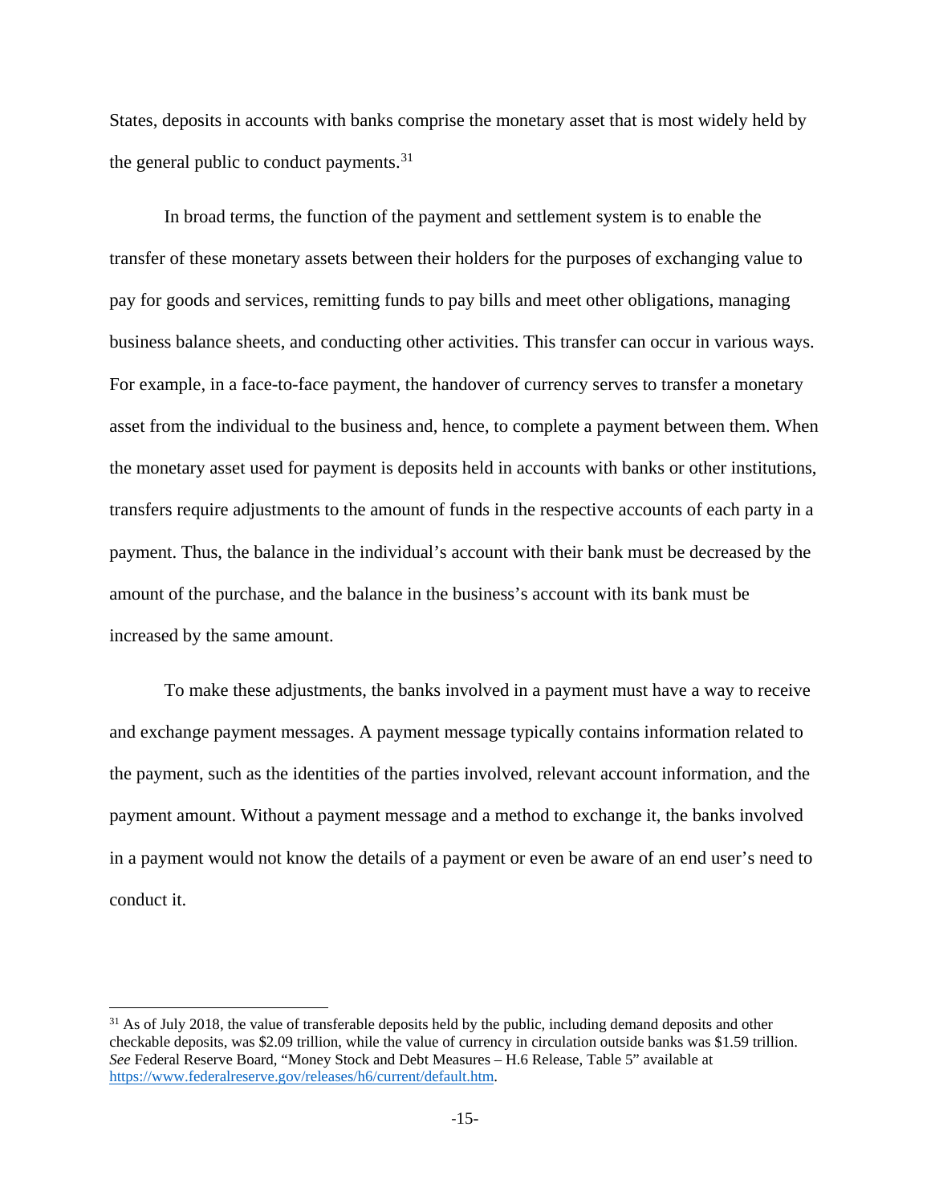States, deposits in accounts with banks comprise the monetary asset that is most widely held by the general public to conduct payments.[31]

In broad terms, the function of the payment and settlement system is to enable the transfer of these monetary assets between their holders for the purposes of exchanging value to pay for goods and services, remitting funds to pay bills and meet other obligations, managing business balance sheets, and conducting other activities. This transfer can occur in various ways. For example, in a face-to-face payment, the handover of currency serves to transfer a monetary asset from the individual to the business and, hence, to complete a payment between them. When the monetary asset used for payment is deposits held in accounts with banks or other institutions, transfers require adjustments to the amount of funds in the respective accounts of each party in a payment. Thus, the balance in the individual's account with their bank must be decreased by the amount of the purchase, and the balance in the business's account with its bank must be increased by the same amount.

To make these adjustments, the banks involved in a payment must have a way to receive and exchange payment messages. A payment message typically contains information related to the payment, such as the identities of the parties involved, relevant account information, and the payment amount. Without a payment message and a method to exchange it, the banks involved in a payment would not know the details of a payment or even be aware of an end user's need to conduct it.

---

[31] As of July 2018, the value of transferable deposits held by the public, including demand deposits and other checkable deposits, was $2.09 trillion, while the value of currency in circulation outside banks was $1.59 trillion. *See* Federal Reserve Board, "Money Stock and Debt Measures – H.6 Release, Table 5" available at https://www.federalreserve.gov/releases/h6/current/default.htm.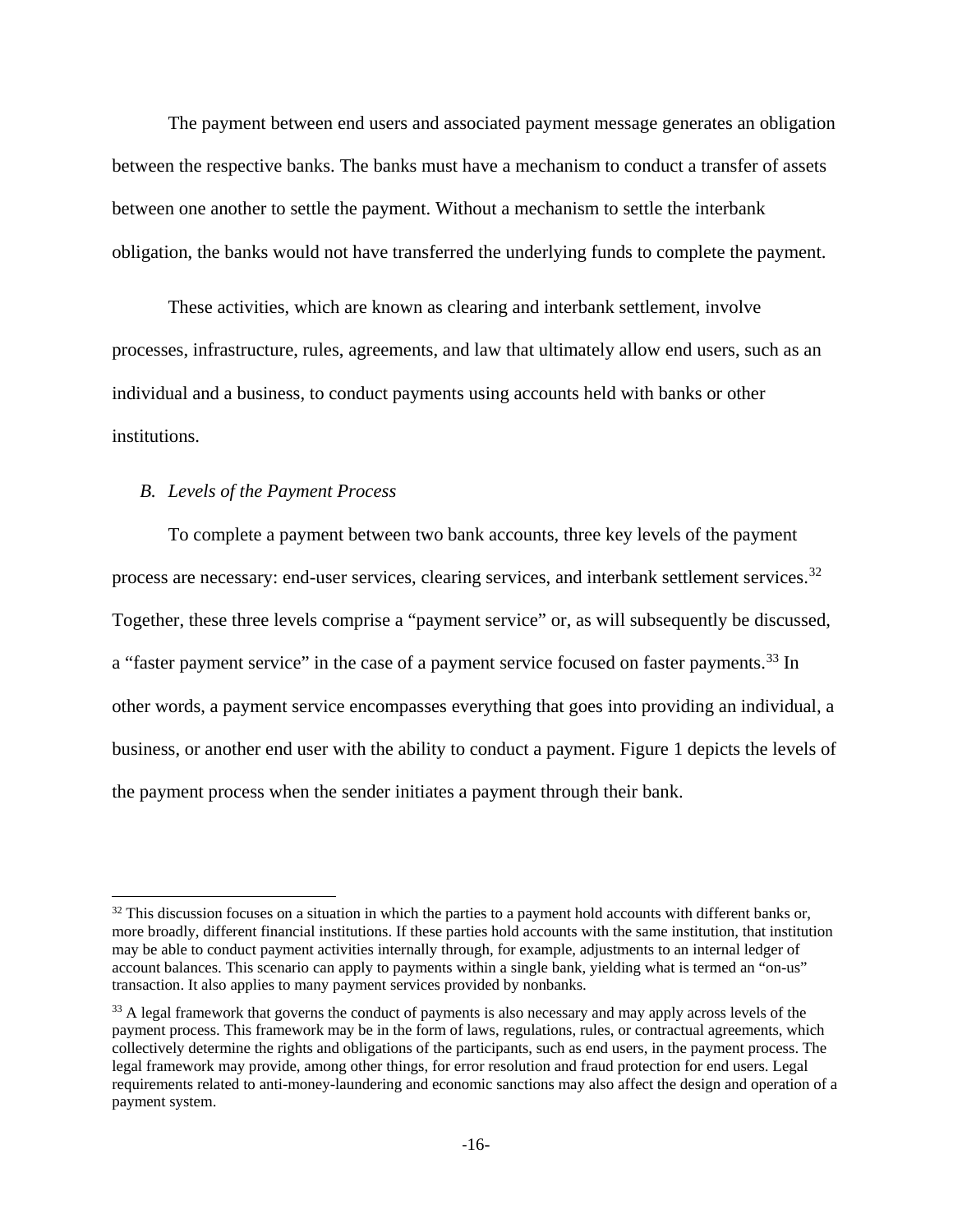The payment between end users and associated payment message generates an obligation between the respective banks. The banks must have a mechanism to conduct a transfer of assets between one another to settle the payment. Without a mechanism to settle the interbank obligation, the banks would not have transferred the underlying funds to complete the payment.

These activities, which are known as clearing and interbank settlement, involve processes, infrastructure, rules, agreements, and law that ultimately allow end users, such as an individual and a business, to conduct payments using accounts held with banks or other institutions.

### *B. Levels of the Payment Process*

To complete a payment between two bank accounts, three key levels of the payment process are necessary: end-user services, clearing services, and interbank settlement services.[32] Together, these three levels comprise a "payment service" or, as will subsequently be discussed, a "faster payment service" in the case of a payment service focused on faster payments.[33] In other words, a payment service encompasses everything that goes into providing an individual, a business, or another end user with the ability to conduct a payment. Figure 1 depicts the levels of the payment process when the sender initiates a payment through their bank.

---

[32] This discussion focuses on a situation in which the parties to a payment hold accounts with different banks or, more broadly, different financial institutions. If these parties hold accounts with the same institution, that institution may be able to conduct payment activities internally through, for example, adjustments to an internal ledger of account balances. This scenario can apply to payments within a single bank, yielding what is termed an "on-us" transaction. It also applies to many payment services provided by nonbanks.

[33] A legal framework that governs the conduct of payments is also necessary and may apply across levels of the payment process. This framework may be in the form of laws, regulations, rules, or contractual agreements, which collectively determine the rights and obligations of the participants, such as end users, in the payment process. The legal framework may provide, among other things, for error resolution and fraud protection for end users. Legal requirements related to anti-money-laundering and economic sanctions may also affect the design and operation of a payment system.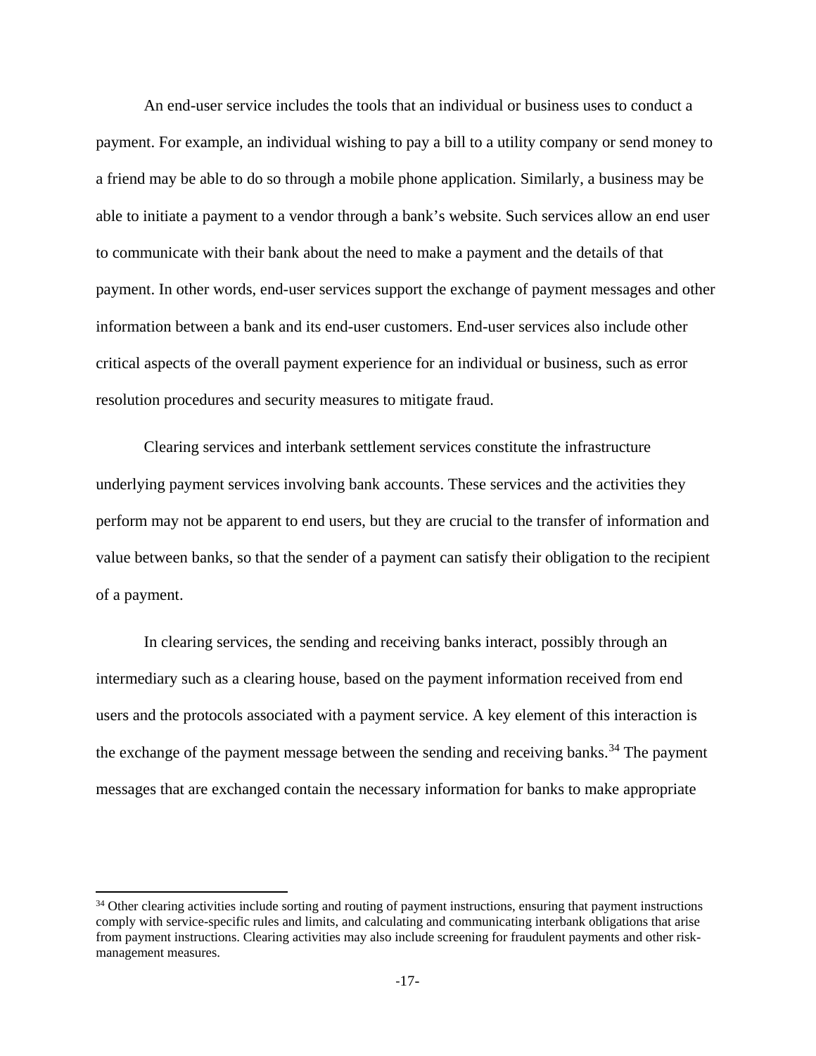An end-user service includes the tools that an individual or business uses to conduct a payment. For example, an individual wishing to pay a bill to a utility company or send money to a friend may be able to do so through a mobile phone application. Similarly, a business may be able to initiate a payment to a vendor through a bank's website. Such services allow an end user to communicate with their bank about the need to make a payment and the details of that payment. In other words, end-user services support the exchange of payment messages and other information between a bank and its end-user customers. End-user services also include other critical aspects of the overall payment experience for an individual or business, such as error resolution procedures and security measures to mitigate fraud.

Clearing services and interbank settlement services constitute the infrastructure underlying payment services involving bank accounts. These services and the activities they perform may not be apparent to end users, but they are crucial to the transfer of information and value between banks, so that the sender of a payment can satisfy their obligation to the recipient of a payment.

In clearing services, the sending and receiving banks interact, possibly through an intermediary such as a clearing house, based on the payment information received from end users and the protocols associated with a payment service. A key element of this interaction is the exchange of the payment message between the sending and receiving banks.[34] The payment messages that are exchanged contain the necessary information for banks to make appropriate

[34] Other clearing activities include sorting and routing of payment instructions, ensuring that payment instructions comply with service-specific rules and limits, and calculating and communicating interbank obligations that arise from payment instructions. Clearing activities may also include screening for fraudulent payments and other risk-management measures.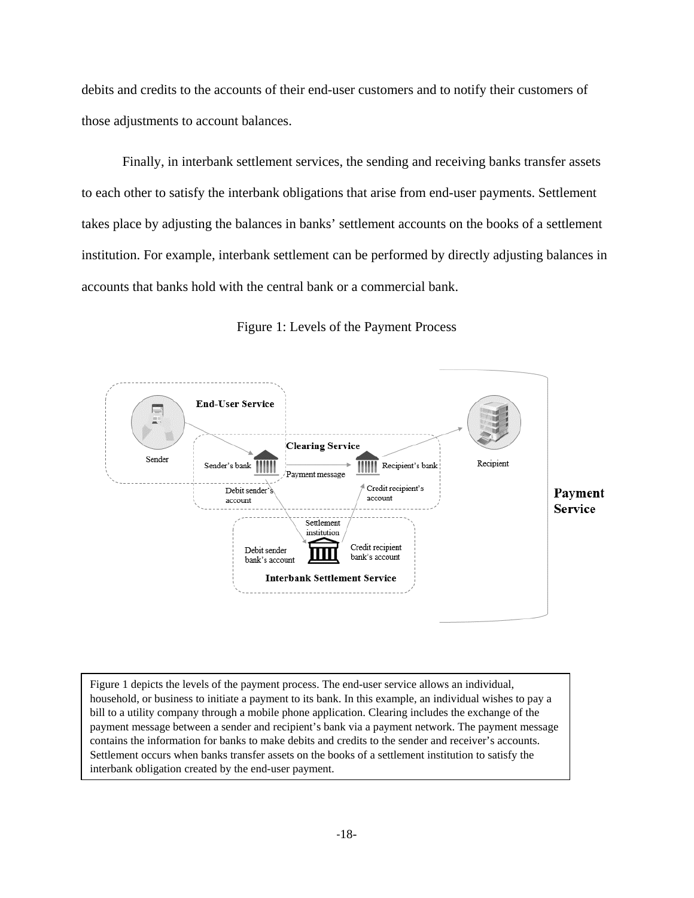debits and credits to the accounts of their end-user customers and to notify their customers of those adjustments to account balances.

Finally, in interbank settlement services, the sending and receiving banks transfer assets to each other to satisfy the interbank obligations that arise from end-user payments. Settlement takes place by adjusting the balances in banks' settlement accounts on the books of a settlement institution. For example, interbank settlement can be performed by directly adjusting balances in accounts that banks hold with the central bank or a commercial bank.

Figure 1: Levels of the Payment Process

Figure 1 depicts the levels of the payment process. The end-user service allows an individual, household, or business to initiate a payment to its bank. In this example, an individual wishes to pay a bill to a utility company through a mobile phone application. Clearing includes the exchange of the payment message between a sender and recipient's bank via a payment network. The payment message contains the information for banks to make debits and credits to the sender and receiver's accounts. Settlement occurs when banks transfer assets on the books of a settlement institution to satisfy the interbank obligation created by the end-user payment.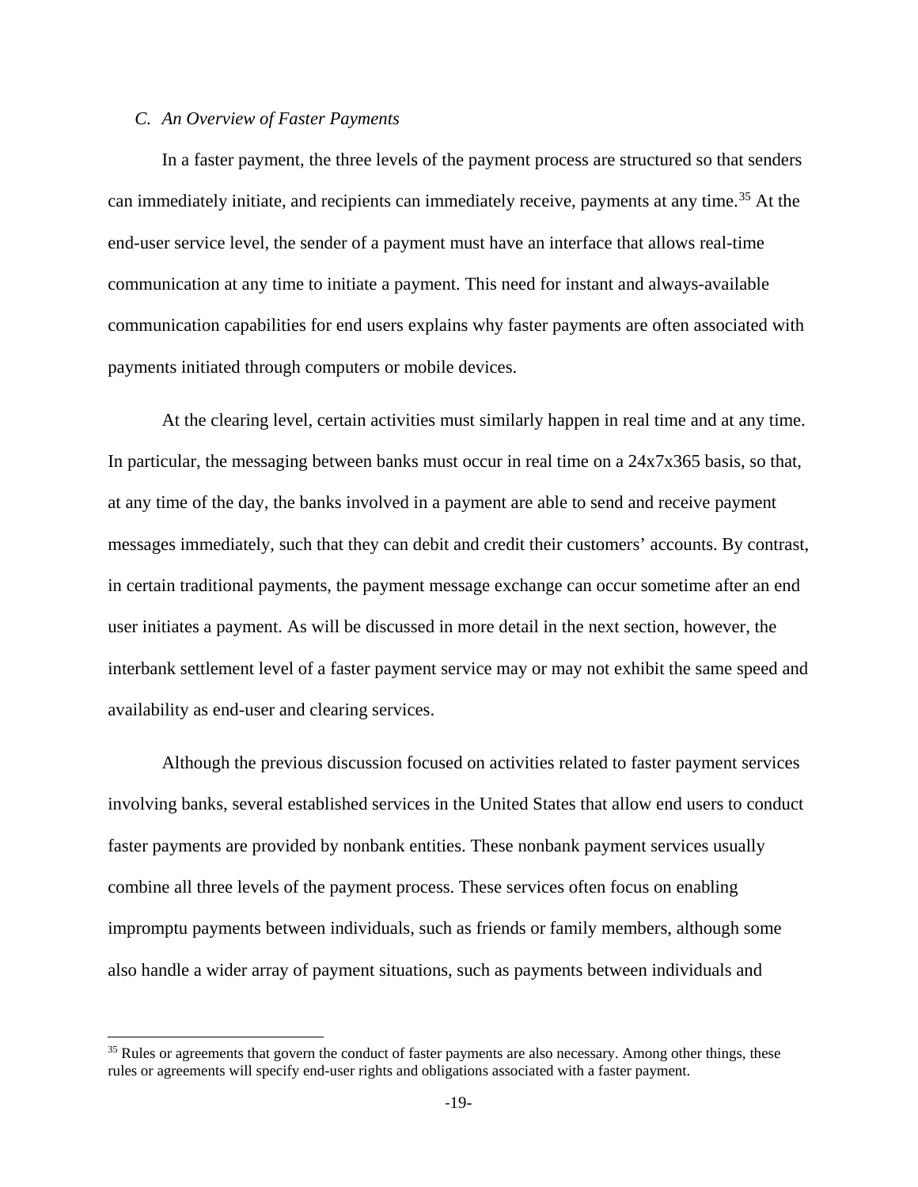### *C. An Overview of Faster Payments*

In a faster payment, the three levels of the payment process are structured so that senders can immediately initiate, and recipients can immediately receive, payments at any time.[35] At the end-user service level, the sender of a payment must have an interface that allows real-time communication at any time to initiate a payment. This need for instant and always-available communication capabilities for end users explains why faster payments are often associated with payments initiated through computers or mobile devices.

At the clearing level, certain activities must similarly happen in real time and at any time. In particular, the messaging between banks must occur in real time on a 24x7x365 basis, so that, at any time of the day, the banks involved in a payment are able to send and receive payment messages immediately, such that they can debit and credit their customers' accounts. By contrast, in certain traditional payments, the payment message exchange can occur sometime after an end user initiates a payment. As will be discussed in more detail in the next section, however, the interbank settlement level of a faster payment service may or may not exhibit the same speed and availability as end-user and clearing services.

Although the previous discussion focused on activities related to faster payment services involving banks, several established services in the United States that allow end users to conduct faster payments are provided by nonbank entities. These nonbank payment services usually combine all three levels of the payment process. These services often focus on enabling impromptu payments between individuals, such as friends or family members, although some also handle a wider array of payment situations, such as payments between individuals and

---

[35] Rules or agreements that govern the conduct of faster payments are also necessary. Among other things, these rules or agreements will specify end-user rights and obligations associated with a faster payment.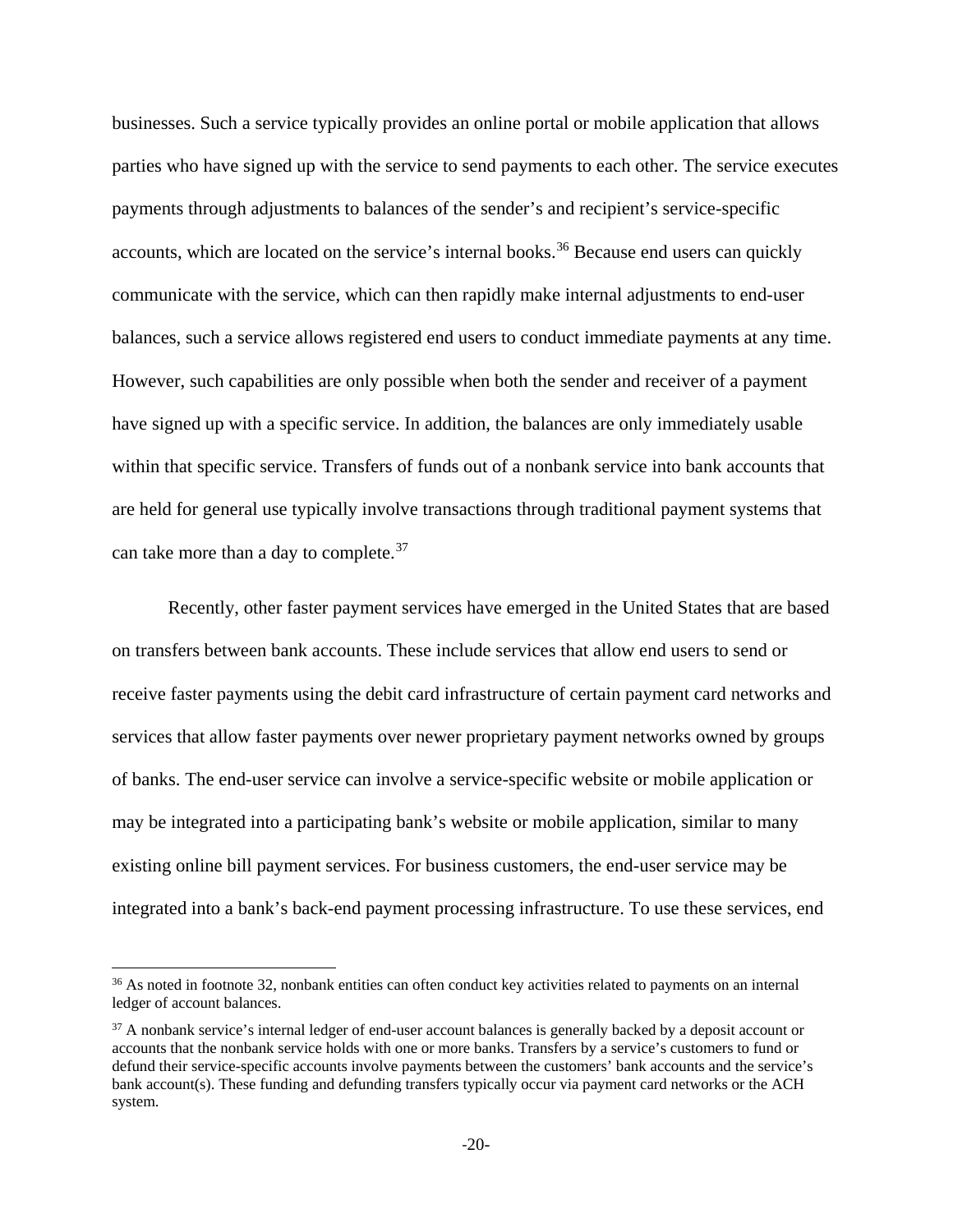businesses. Such a service typically provides an online portal or mobile application that allows parties who have signed up with the service to send payments to each other. The service executes payments through adjustments to balances of the sender's and recipient's service-specific accounts, which are located on the service's internal books.[36] Because end users can quickly communicate with the service, which can then rapidly make internal adjustments to end-user balances, such a service allows registered end users to conduct immediate payments at any time. However, such capabilities are only possible when both the sender and receiver of a payment have signed up with a specific service. In addition, the balances are only immediately usable within that specific service. Transfers of funds out of a nonbank service into bank accounts that are held for general use typically involve transactions through traditional payment systems that can take more than a day to complete.[37]

Recently, other faster payment services have emerged in the United States that are based on transfers between bank accounts. These include services that allow end users to send or receive faster payments using the debit card infrastructure of certain payment card networks and services that allow faster payments over newer proprietary payment networks owned by groups of banks. The end-user service can involve a service-specific website or mobile application or may be integrated into a participating bank's website or mobile application, similar to many existing online bill payment services. For business customers, the end-user service may be integrated into a bank's back-end payment processing infrastructure. To use these services, end

[36] As noted in footnote 32, nonbank entities can often conduct key activities related to payments on an internal ledger of account balances.

[37] A nonbank service's internal ledger of end-user account balances is generally backed by a deposit account or accounts that the nonbank service holds with one or more banks. Transfers by a service's customers to fund or defund their service-specific accounts involve payments between the customers' bank accounts and the service's bank account(s). These funding and defunding transfers typically occur via payment card networks or the ACH system.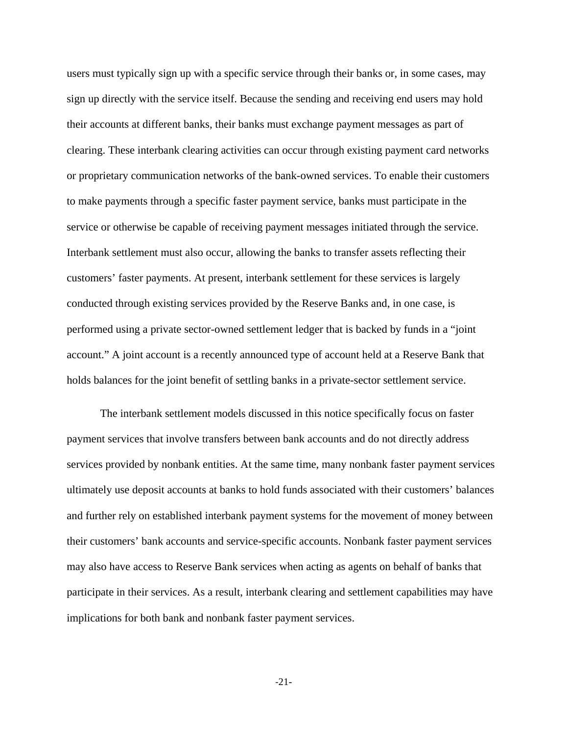users must typically sign up with a specific service through their banks or, in some cases, may sign up directly with the service itself. Because the sending and receiving end users may hold their accounts at different banks, their banks must exchange payment messages as part of clearing. These interbank clearing activities can occur through existing payment card networks or proprietary communication networks of the bank-owned services. To enable their customers to make payments through a specific faster payment service, banks must participate in the service or otherwise be capable of receiving payment messages initiated through the service. Interbank settlement must also occur, allowing the banks to transfer assets reflecting their customers' faster payments. At present, interbank settlement for these services is largely conducted through existing services provided by the Reserve Banks and, in one case, is performed using a private sector-owned settlement ledger that is backed by funds in a "joint account." A joint account is a recently announced type of account held at a Reserve Bank that holds balances for the joint benefit of settling banks in a private-sector settlement service.

The interbank settlement models discussed in this notice specifically focus on faster payment services that involve transfers between bank accounts and do not directly address services provided by nonbank entities. At the same time, many nonbank faster payment services ultimately use deposit accounts at banks to hold funds associated with their customers' balances and further rely on established interbank payment systems for the movement of money between their customers' bank accounts and service-specific accounts. Nonbank faster payment services may also have access to Reserve Bank services when acting as agents on behalf of banks that participate in their services. As a result, interbank clearing and settlement capabilities may have implications for both bank and nonbank faster payment services.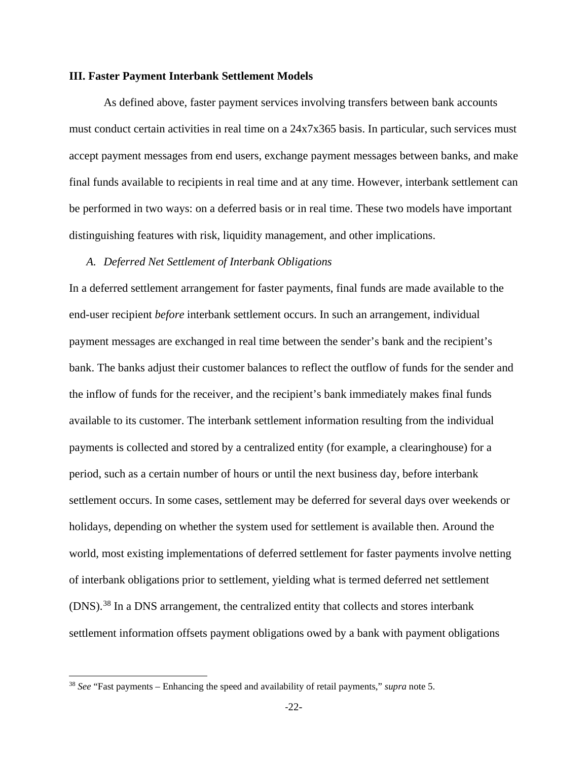## III. Faster Payment Interbank Settlement Models

As defined above, faster payment services involving transfers between bank accounts must conduct certain activities in real time on a 24x7x365 basis. In particular, such services must accept payment messages from end users, exchange payment messages between banks, and make final funds available to recipients in real time and at any time. However, interbank settlement can be performed in two ways: on a deferred basis or in real time. These two models have important distinguishing features with risk, liquidity management, and other implications.

### *A. Deferred Net Settlement of Interbank Obligations*

In a deferred settlement arrangement for faster payments, final funds are made available to the end-user recipient *before* interbank settlement occurs. In such an arrangement, individual payment messages are exchanged in real time between the sender's bank and the recipient's bank. The banks adjust their customer balances to reflect the outflow of funds for the sender and the inflow of funds for the receiver, and the recipient's bank immediately makes final funds available to its customer. The interbank settlement information resulting from the individual payments is collected and stored by a centralized entity (for example, a clearinghouse) for a period, such as a certain number of hours or until the next business day, before interbank settlement occurs. In some cases, settlement may be deferred for several days over weekends or holidays, depending on whether the system used for settlement is available then. Around the world, most existing implementations of deferred settlement for faster payments involve netting of interbank obligations prior to settlement, yielding what is termed deferred net settlement (DNS).[38] In a DNS arrangement, the centralized entity that collects and stores interbank settlement information offsets payment obligations owed by a bank with payment obligations

---

[38] *See* "Fast payments – Enhancing the speed and availability of retail payments," *supra* note 5.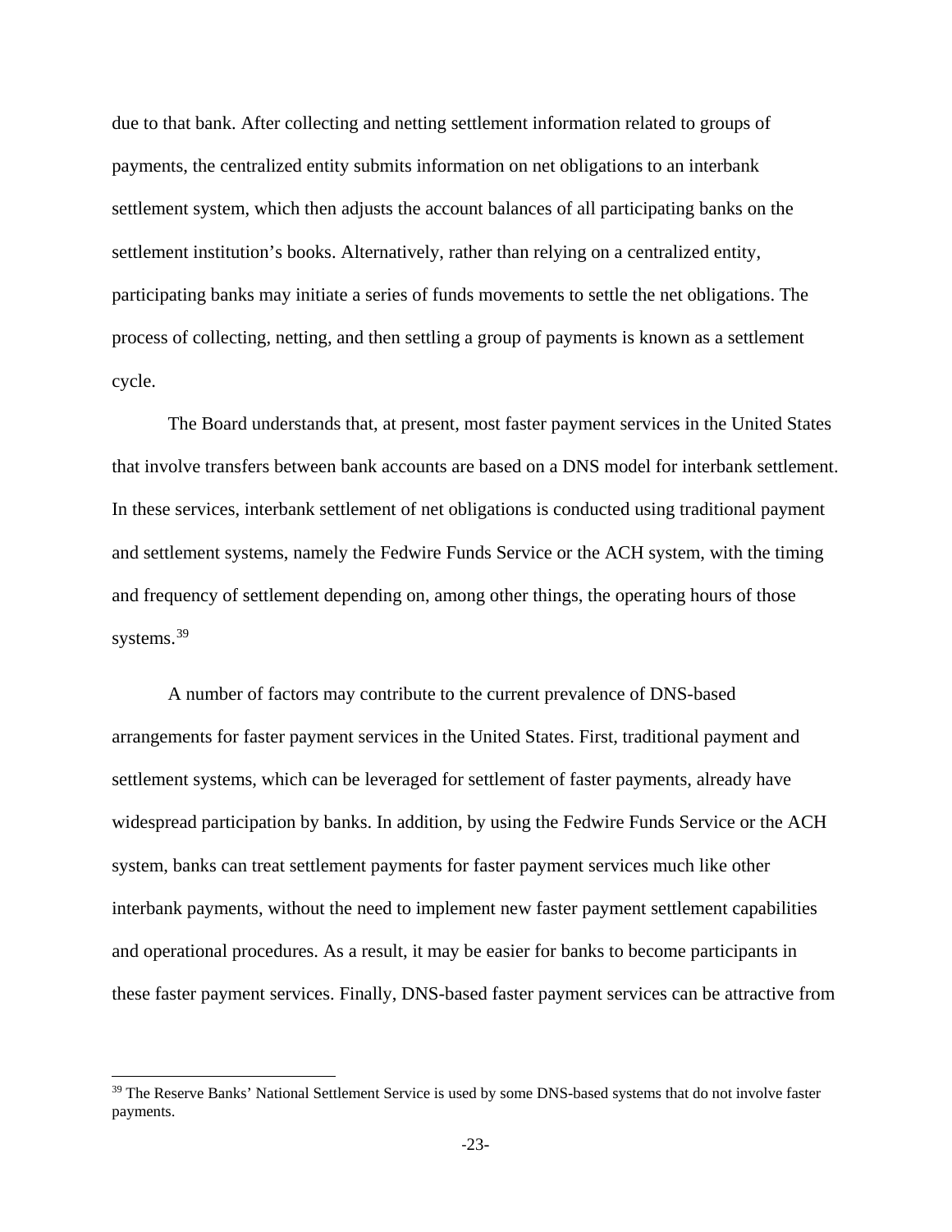due to that bank. After collecting and netting settlement information related to groups of payments, the centralized entity submits information on net obligations to an interbank settlement system, which then adjusts the account balances of all participating banks on the settlement institution's books. Alternatively, rather than relying on a centralized entity, participating banks may initiate a series of funds movements to settle the net obligations. The process of collecting, netting, and then settling a group of payments is known as a settlement cycle.

The Board understands that, at present, most faster payment services in the United States that involve transfers between bank accounts are based on a DNS model for interbank settlement. In these services, interbank settlement of net obligations is conducted using traditional payment and settlement systems, namely the Fedwire Funds Service or the ACH system, with the timing and frequency of settlement depending on, among other things, the operating hours of those systems.[39]

A number of factors may contribute to the current prevalence of DNS-based arrangements for faster payment services in the United States. First, traditional payment and settlement systems, which can be leveraged for settlement of faster payments, already have widespread participation by banks. In addition, by using the Fedwire Funds Service or the ACH system, banks can treat settlement payments for faster payment services much like other interbank payments, without the need to implement new faster payment settlement capabilities and operational procedures. As a result, it may be easier for banks to become participants in these faster payment services. Finally, DNS-based faster payment services can be attractive from

---

[39] The Reserve Banks' National Settlement Service is used by some DNS-based systems that do not involve faster payments.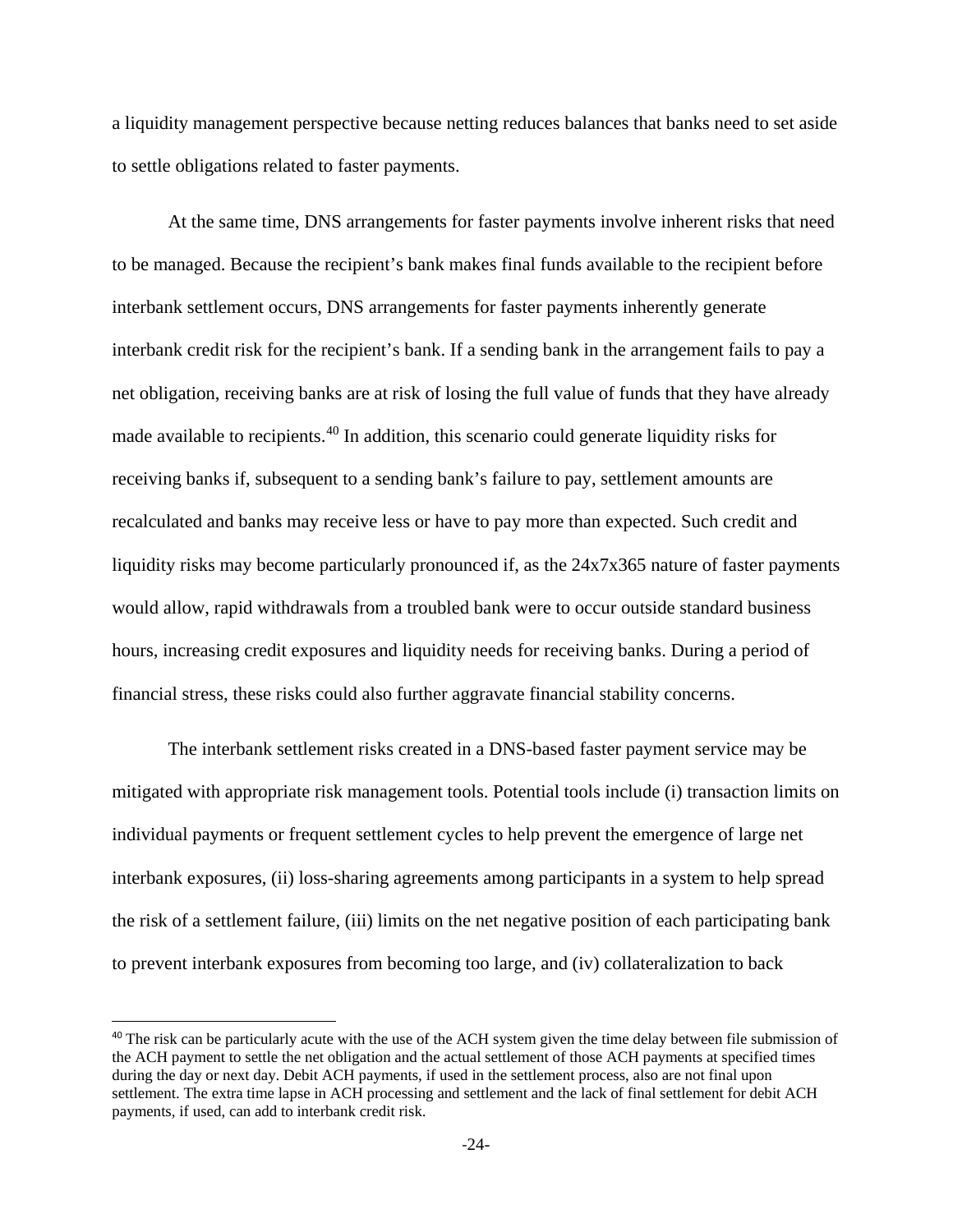a liquidity management perspective because netting reduces balances that banks need to set aside to settle obligations related to faster payments.

At the same time, DNS arrangements for faster payments involve inherent risks that need to be managed. Because the recipient's bank makes final funds available to the recipient before interbank settlement occurs, DNS arrangements for faster payments inherently generate interbank credit risk for the recipient's bank. If a sending bank in the arrangement fails to pay a net obligation, receiving banks are at risk of losing the full value of funds that they have already made available to recipients.[40] In addition, this scenario could generate liquidity risks for receiving banks if, subsequent to a sending bank's failure to pay, settlement amounts are recalculated and banks may receive less or have to pay more than expected. Such credit and liquidity risks may become particularly pronounced if, as the 24x7x365 nature of faster payments would allow, rapid withdrawals from a troubled bank were to occur outside standard business hours, increasing credit exposures and liquidity needs for receiving banks. During a period of financial stress, these risks could also further aggravate financial stability concerns.

The interbank settlement risks created in a DNS-based faster payment service may be mitigated with appropriate risk management tools. Potential tools include (i) transaction limits on individual payments or frequent settlement cycles to help prevent the emergence of large net interbank exposures, (ii) loss-sharing agreements among participants in a system to help spread the risk of a settlement failure, (iii) limits on the net negative position of each participating bank to prevent interbank exposures from becoming too large, and (iv) collateralization to back

[40] The risk can be particularly acute with the use of the ACH system given the time delay between file submission of the ACH payment to settle the net obligation and the actual settlement of those ACH payments at specified times during the day or next day. Debit ACH payments, if used in the settlement process, also are not final upon settlement. The extra time lapse in ACH processing and settlement and the lack of final settlement for debit ACH payments, if used, can add to interbank credit risk.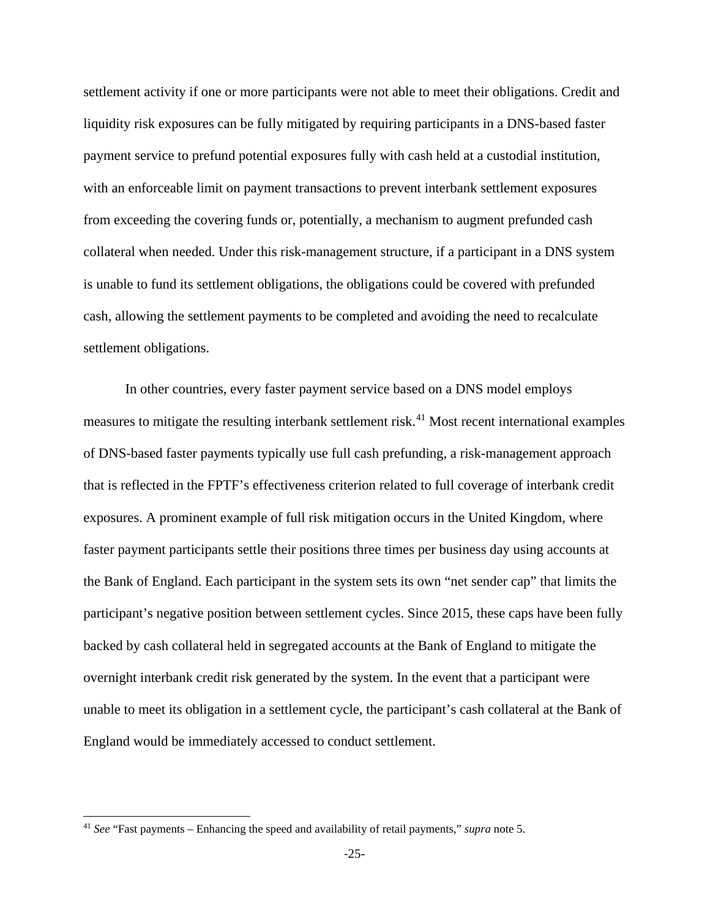settlement activity if one or more participants were not able to meet their obligations. Credit and liquidity risk exposures can be fully mitigated by requiring participants in a DNS-based faster payment service to prefund potential exposures fully with cash held at a custodial institution, with an enforceable limit on payment transactions to prevent interbank settlement exposures from exceeding the covering funds or, potentially, a mechanism to augment prefunded cash collateral when needed. Under this risk-management structure, if a participant in a DNS system is unable to fund its settlement obligations, the obligations could be covered with prefunded cash, allowing the settlement payments to be completed and avoiding the need to recalculate settlement obligations.

In other countries, every faster payment service based on a DNS model employs measures to mitigate the resulting interbank settlement risk.[41] Most recent international examples of DNS-based faster payments typically use full cash prefunding, a risk-management approach that is reflected in the FPTF's effectiveness criterion related to full coverage of interbank credit exposures. A prominent example of full risk mitigation occurs in the United Kingdom, where faster payment participants settle their positions three times per business day using accounts at the Bank of England. Each participant in the system sets its own "net sender cap" that limits the participant's negative position between settlement cycles. Since 2015, these caps have been fully backed by cash collateral held in segregated accounts at the Bank of England to mitigate the overnight interbank credit risk generated by the system. In the event that a participant were unable to meet its obligation in a settlement cycle, the participant's cash collateral at the Bank of England would be immediately accessed to conduct settlement.

---

[41] *See* "Fast payments – Enhancing the speed and availability of retail payments," *supra* note 5.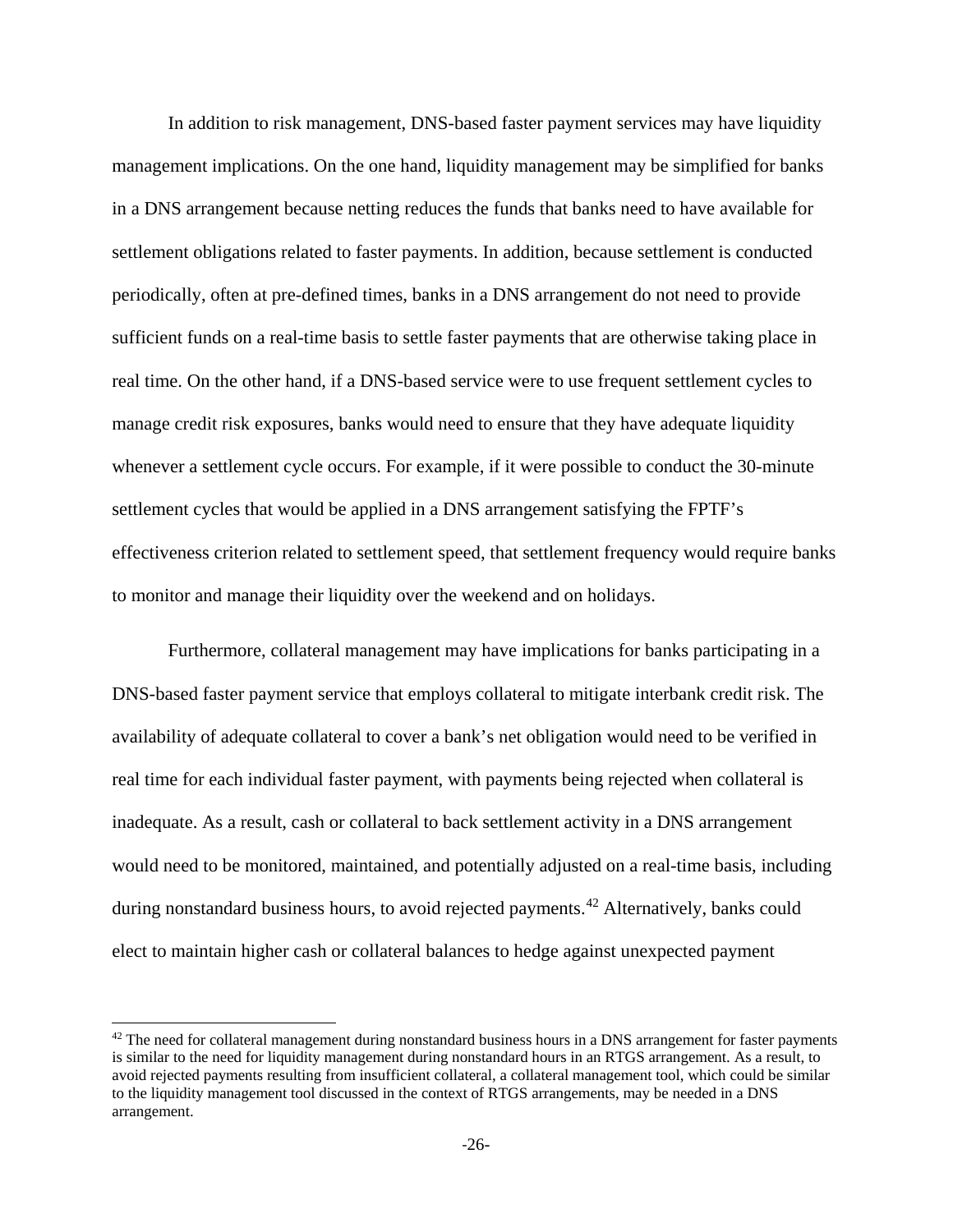In addition to risk management, DNS-based faster payment services may have liquidity management implications. On the one hand, liquidity management may be simplified for banks in a DNS arrangement because netting reduces the funds that banks need to have available for settlement obligations related to faster payments. In addition, because settlement is conducted periodically, often at pre-defined times, banks in a DNS arrangement do not need to provide sufficient funds on a real-time basis to settle faster payments that are otherwise taking place in real time. On the other hand, if a DNS-based service were to use frequent settlement cycles to manage credit risk exposures, banks would need to ensure that they have adequate liquidity whenever a settlement cycle occurs. For example, if it were possible to conduct the 30-minute settlement cycles that would be applied in a DNS arrangement satisfying the FPTF's effectiveness criterion related to settlement speed, that settlement frequency would require banks to monitor and manage their liquidity over the weekend and on holidays.

Furthermore, collateral management may have implications for banks participating in a DNS-based faster payment service that employs collateral to mitigate interbank credit risk. The availability of adequate collateral to cover a bank's net obligation would need to be verified in real time for each individual faster payment, with payments being rejected when collateral is inadequate. As a result, cash or collateral to back settlement activity in a DNS arrangement would need to be monitored, maintained, and potentially adjusted on a real-time basis, including during nonstandard business hours, to avoid rejected payments.[42] Alternatively, banks could elect to maintain higher cash or collateral balances to hedge against unexpected payment

[42] The need for collateral management during nonstandard business hours in a DNS arrangement for faster payments is similar to the need for liquidity management during nonstandard hours in an RTGS arrangement. As a result, to avoid rejected payments resulting from insufficient collateral, a collateral management tool, which could be similar to the liquidity management tool discussed in the context of RTGS arrangements, may be needed in a DNS arrangement.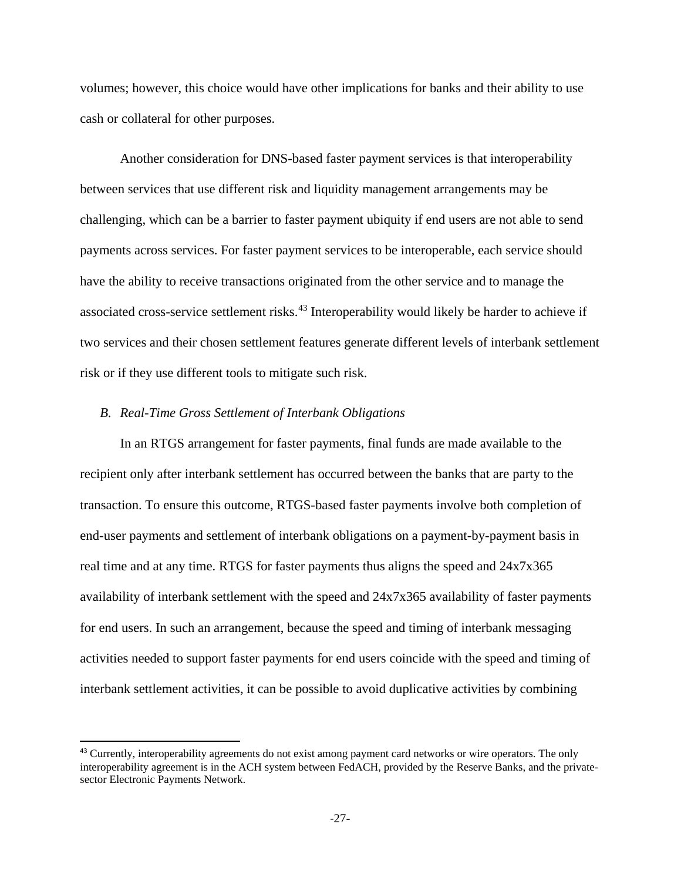volumes; however, this choice would have other implications for banks and their ability to use cash or collateral for other purposes.

Another consideration for DNS-based faster payment services is that interoperability between services that use different risk and liquidity management arrangements may be challenging, which can be a barrier to faster payment ubiquity if end users are not able to send payments across services. For faster payment services to be interoperable, each service should have the ability to receive transactions originated from the other service and to manage the associated cross-service settlement risks.[43] Interoperability would likely be harder to achieve if two services and their chosen settlement features generate different levels of interbank settlement risk or if they use different tools to mitigate such risk.

### *B. Real-Time Gross Settlement of Interbank Obligations*

In an RTGS arrangement for faster payments, final funds are made available to the recipient only after interbank settlement has occurred between the banks that are party to the transaction. To ensure this outcome, RTGS-based faster payments involve both completion of end-user payments and settlement of interbank obligations on a payment-by-payment basis in real time and at any time. RTGS for faster payments thus aligns the speed and 24x7x365 availability of interbank settlement with the speed and 24x7x365 availability of faster payments for end users. In such an arrangement, because the speed and timing of interbank messaging activities needed to support faster payments for end users coincide with the speed and timing of interbank settlement activities, it can be possible to avoid duplicative activities by combining

[43] Currently, interoperability agreements do not exist among payment card networks or wire operators. The only interoperability agreement is in the ACH system between FedACH, provided by the Reserve Banks, and the private-sector Electronic Payments Network.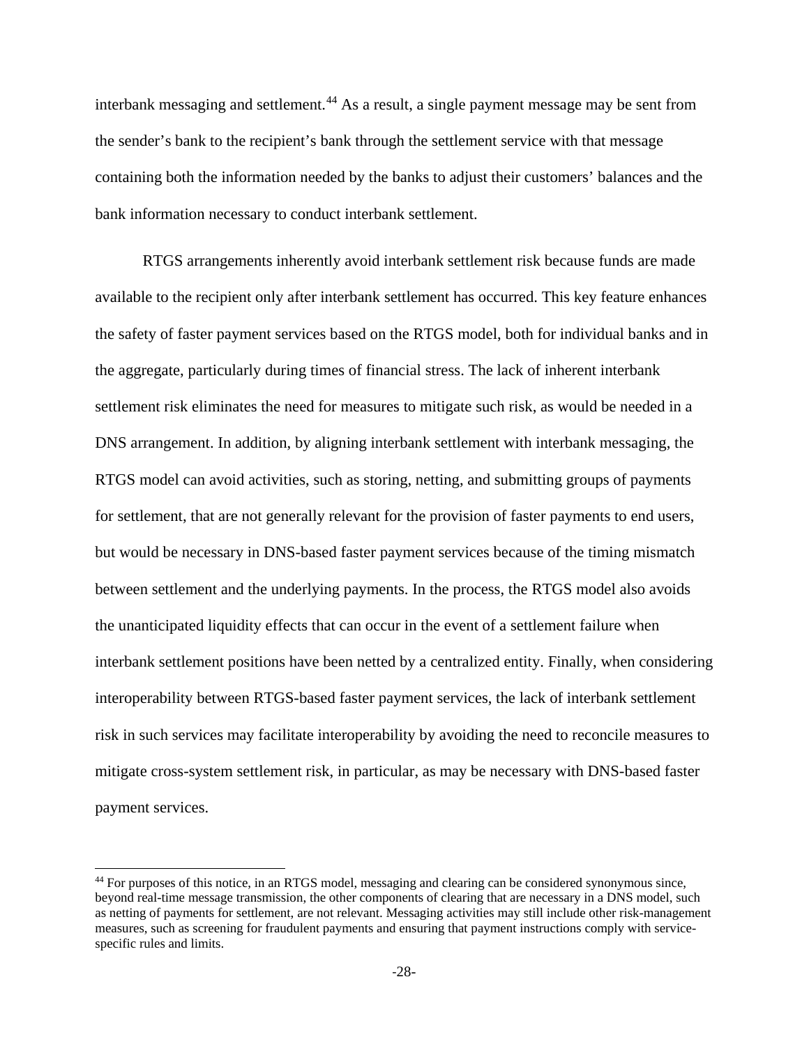interbank messaging and settlement.[44] As a result, a single payment message may be sent from the sender's bank to the recipient's bank through the settlement service with that message containing both the information needed by the banks to adjust their customers' balances and the bank information necessary to conduct interbank settlement.

RTGS arrangements inherently avoid interbank settlement risk because funds are made available to the recipient only after interbank settlement has occurred. This key feature enhances the safety of faster payment services based on the RTGS model, both for individual banks and in the aggregate, particularly during times of financial stress. The lack of inherent interbank settlement risk eliminates the need for measures to mitigate such risk, as would be needed in a DNS arrangement. In addition, by aligning interbank settlement with interbank messaging, the RTGS model can avoid activities, such as storing, netting, and submitting groups of payments for settlement, that are not generally relevant for the provision of faster payments to end users, but would be necessary in DNS-based faster payment services because of the timing mismatch between settlement and the underlying payments. In the process, the RTGS model also avoids the unanticipated liquidity effects that can occur in the event of a settlement failure when interbank settlement positions have been netted by a centralized entity. Finally, when considering interoperability between RTGS-based faster payment services, the lack of interbank settlement risk in such services may facilitate interoperability by avoiding the need to reconcile measures to mitigate cross-system settlement risk, in particular, as may be necessary with DNS-based faster payment services.

---

[44] For purposes of this notice, in an RTGS model, messaging and clearing can be considered synonymous since, beyond real-time message transmission, the other components of clearing that are necessary in a DNS model, such as netting of payments for settlement, are not relevant. Messaging activities may still include other risk-management measures, such as screening for fraudulent payments and ensuring that payment instructions comply with service-specific rules and limits.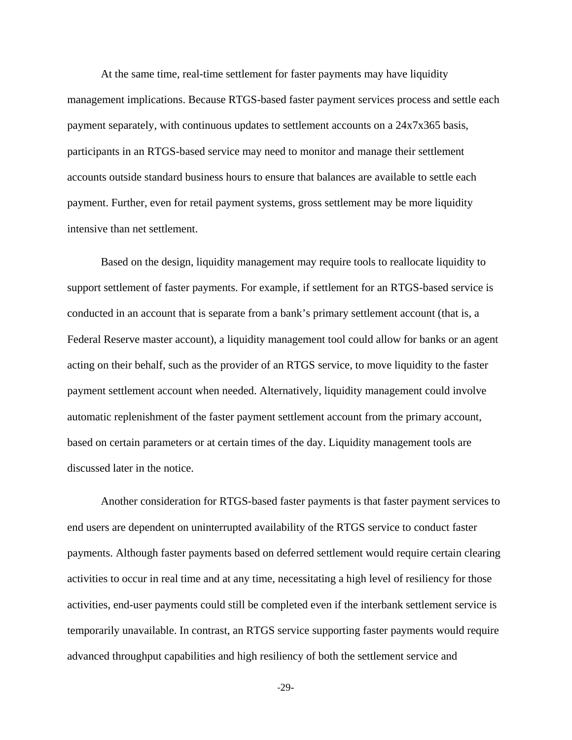At the same time, real-time settlement for faster payments may have liquidity management implications. Because RTGS-based faster payment services process and settle each payment separately, with continuous updates to settlement accounts on a 24x7x365 basis, participants in an RTGS-based service may need to monitor and manage their settlement accounts outside standard business hours to ensure that balances are available to settle each payment. Further, even for retail payment systems, gross settlement may be more liquidity intensive than net settlement.

Based on the design, liquidity management may require tools to reallocate liquidity to support settlement of faster payments. For example, if settlement for an RTGS-based service is conducted in an account that is separate from a bank's primary settlement account (that is, a Federal Reserve master account), a liquidity management tool could allow for banks or an agent acting on their behalf, such as the provider of an RTGS service, to move liquidity to the faster payment settlement account when needed. Alternatively, liquidity management could involve automatic replenishment of the faster payment settlement account from the primary account, based on certain parameters or at certain times of the day. Liquidity management tools are discussed later in the notice.

Another consideration for RTGS-based faster payments is that faster payment services to end users are dependent on uninterrupted availability of the RTGS service to conduct faster payments. Although faster payments based on deferred settlement would require certain clearing activities to occur in real time and at any time, necessitating a high level of resiliency for those activities, end-user payments could still be completed even if the interbank settlement service is temporarily unavailable. In contrast, an RTGS service supporting faster payments would require advanced throughput capabilities and high resiliency of both the settlement service and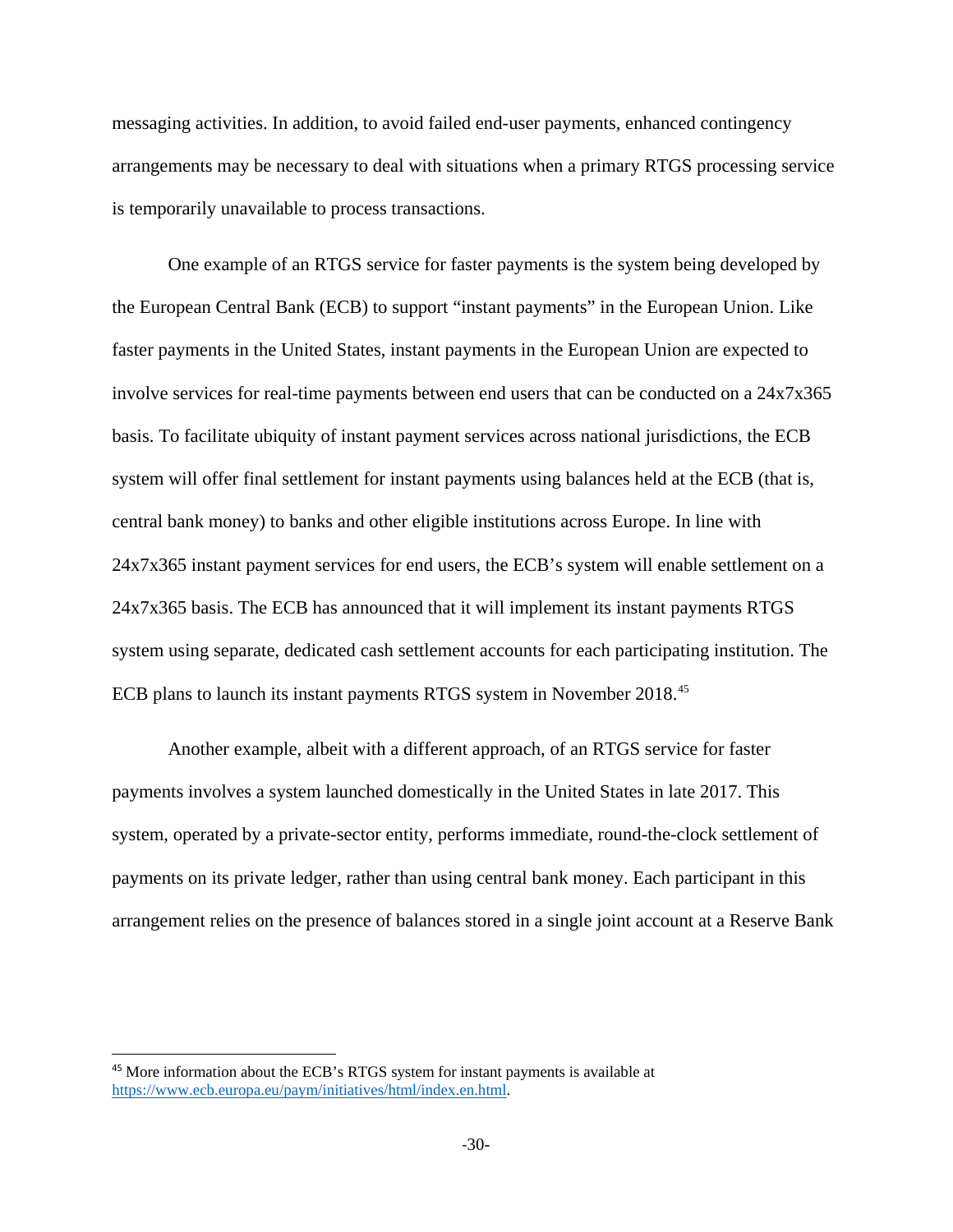messaging activities. In addition, to avoid failed end-user payments, enhanced contingency arrangements may be necessary to deal with situations when a primary RTGS processing service is temporarily unavailable to process transactions.

One example of an RTGS service for faster payments is the system being developed by the European Central Bank (ECB) to support "instant payments" in the European Union. Like faster payments in the United States, instant payments in the European Union are expected to involve services for real-time payments between end users that can be conducted on a 24x7x365 basis. To facilitate ubiquity of instant payment services across national jurisdictions, the ECB system will offer final settlement for instant payments using balances held at the ECB (that is, central bank money) to banks and other eligible institutions across Europe. In line with 24x7x365 instant payment services for end users, the ECB's system will enable settlement on a 24x7x365 basis. The ECB has announced that it will implement its instant payments RTGS system using separate, dedicated cash settlement accounts for each participating institution. The ECB plans to launch its instant payments RTGS system in November 2018.[45]

Another example, albeit with a different approach, of an RTGS service for faster payments involves a system launched domestically in the United States in late 2017. This system, operated by a private-sector entity, performs immediate, round-the-clock settlement of payments on its private ledger, rather than using central bank money. Each participant in this arrangement relies on the presence of balances stored in a single joint account at a Reserve Bank

[45] More information about the ECB's RTGS system for instant payments is available at https://www.ecb.europa.eu/paym/initiatives/html/index.en.html.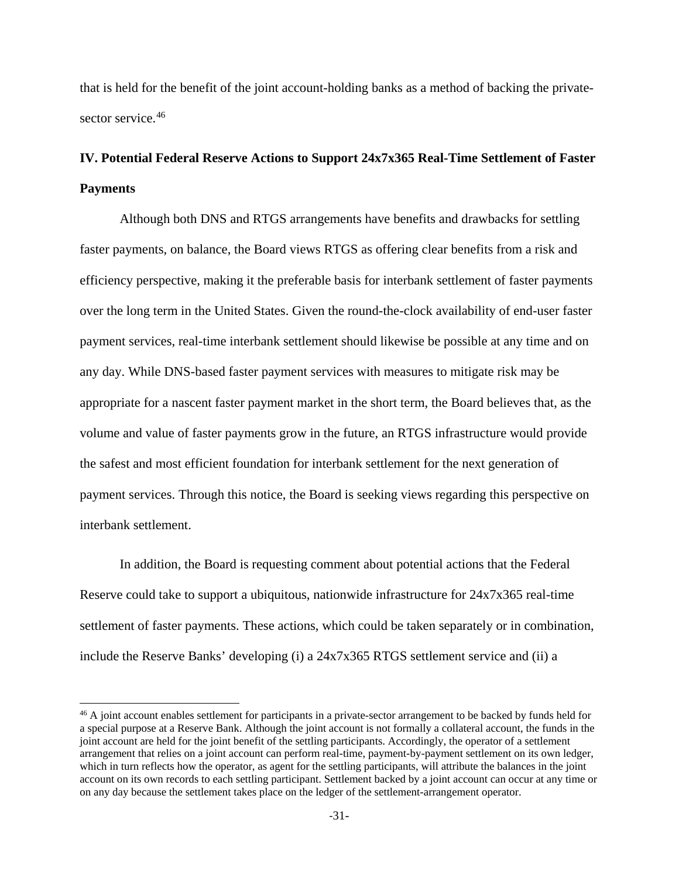that is held for the benefit of the joint account-holding banks as a method of backing the private-sector service.[46]

## IV. Potential Federal Reserve Actions to Support 24x7x365 Real-Time Settlement of Faster Payments

Although both DNS and RTGS arrangements have benefits and drawbacks for settling faster payments, on balance, the Board views RTGS as offering clear benefits from a risk and efficiency perspective, making it the preferable basis for interbank settlement of faster payments over the long term in the United States. Given the round-the-clock availability of end-user faster payment services, real-time interbank settlement should likewise be possible at any time and on any day. While DNS-based faster payment services with measures to mitigate risk may be appropriate for a nascent faster payment market in the short term, the Board believes that, as the volume and value of faster payments grow in the future, an RTGS infrastructure would provide the safest and most efficient foundation for interbank settlement for the next generation of payment services. Through this notice, the Board is seeking views regarding this perspective on interbank settlement.

In addition, the Board is requesting comment about potential actions that the Federal Reserve could take to support a ubiquitous, nationwide infrastructure for 24x7x365 real-time settlement of faster payments. These actions, which could be taken separately or in combination, include the Reserve Banks' developing (i) a 24x7x365 RTGS settlement service and (ii) a

---

[46] A joint account enables settlement for participants in a private-sector arrangement to be backed by funds held for a special purpose at a Reserve Bank. Although the joint account is not formally a collateral account, the funds in the joint account are held for the joint benefit of the settling participants. Accordingly, the operator of a settlement arrangement that relies on a joint account can perform real-time, payment-by-payment settlement on its own ledger, which in turn reflects how the operator, as agent for the settling participants, will attribute the balances in the joint account on its own records to each settling participant. Settlement backed by a joint account can occur at any time or on any day because the settlement takes place on the ledger of the settlement-arrangement operator.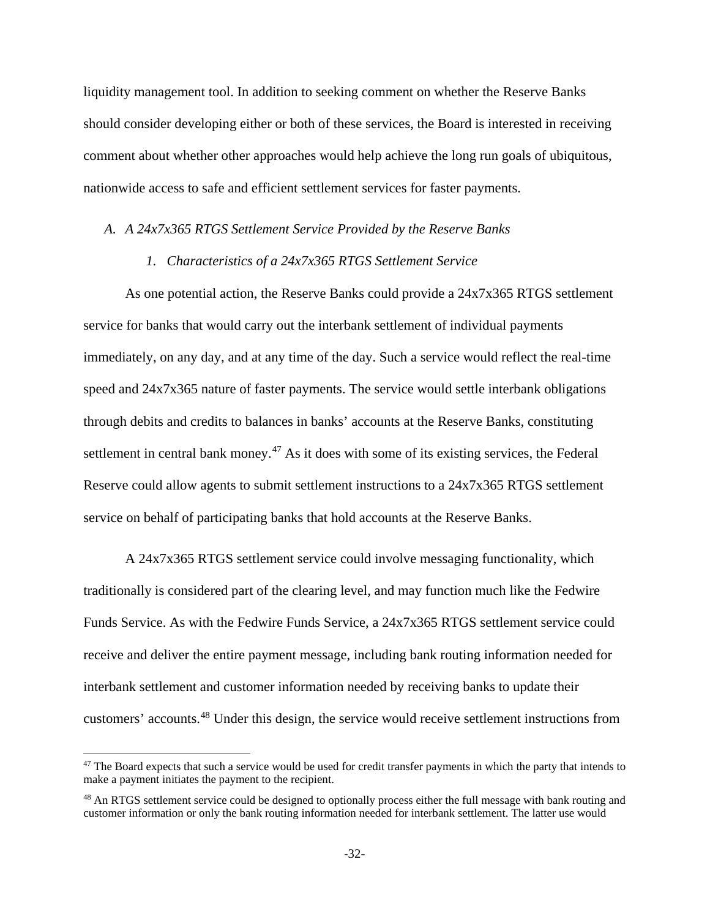liquidity management tool. In addition to seeking comment on whether the Reserve Banks should consider developing either or both of these services, the Board is interested in receiving comment about whether other approaches would help achieve the long run goals of ubiquitous, nationwide access to safe and efficient settlement services for faster payments.

### *A. A 24x7x365 RTGS Settlement Service Provided by the Reserve Banks*

#### *1. Characteristics of a 24x7x365 RTGS Settlement Service*

As one potential action, the Reserve Banks could provide a 24x7x365 RTGS settlement service for banks that would carry out the interbank settlement of individual payments immediately, on any day, and at any time of the day. Such a service would reflect the real-time speed and 24x7x365 nature of faster payments. The service would settle interbank obligations through debits and credits to balances in banks' accounts at the Reserve Banks, constituting settlement in central bank money.[47] As it does with some of its existing services, the Federal Reserve could allow agents to submit settlement instructions to a 24x7x365 RTGS settlement service on behalf of participating banks that hold accounts at the Reserve Banks.

A 24x7x365 RTGS settlement service could involve messaging functionality, which traditionally is considered part of the clearing level, and may function much like the Fedwire Funds Service. As with the Fedwire Funds Service, a 24x7x365 RTGS settlement service could receive and deliver the entire payment message, including bank routing information needed for interbank settlement and customer information needed by receiving banks to update their customers' accounts.[48] Under this design, the service would receive settlement instructions from

---

[47] The Board expects that such a service would be used for credit transfer payments in which the party that intends to make a payment initiates the payment to the recipient.

[48] An RTGS settlement service could be designed to optionally process either the full message with bank routing and customer information or only the bank routing information needed for interbank settlement. The latter use would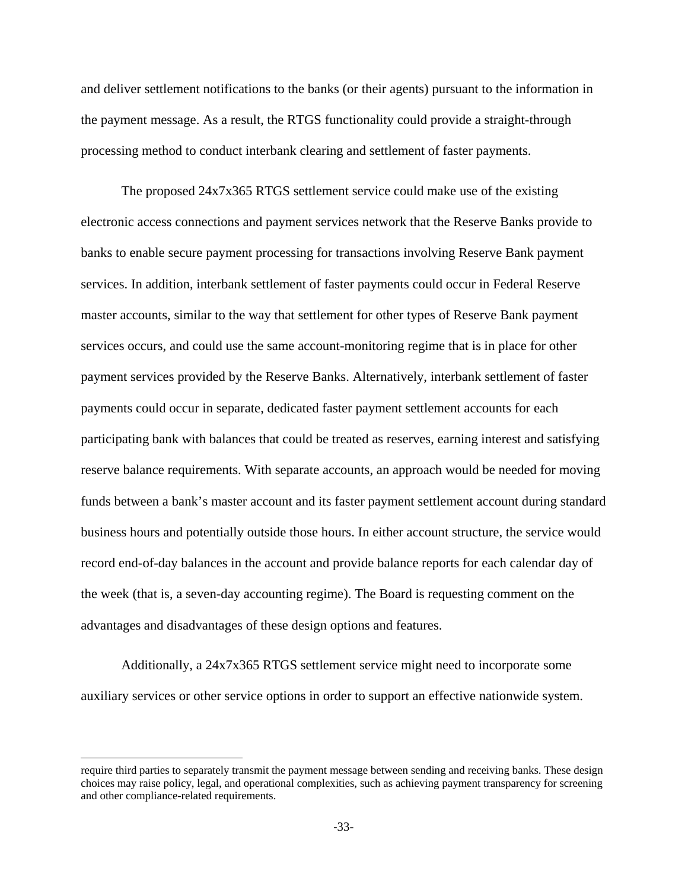and deliver settlement notifications to the banks (or their agents) pursuant to the information in the payment message. As a result, the RTGS functionality could provide a straight-through processing method to conduct interbank clearing and settlement of faster payments.

The proposed 24x7x365 RTGS settlement service could make use of the existing electronic access connections and payment services network that the Reserve Banks provide to banks to enable secure payment processing for transactions involving Reserve Bank payment services. In addition, interbank settlement of faster payments could occur in Federal Reserve master accounts, similar to the way that settlement for other types of Reserve Bank payment services occurs, and could use the same account-monitoring regime that is in place for other payment services provided by the Reserve Banks. Alternatively, interbank settlement of faster payments could occur in separate, dedicated faster payment settlement accounts for each participating bank with balances that could be treated as reserves, earning interest and satisfying reserve balance requirements. With separate accounts, an approach would be needed for moving funds between a bank's master account and its faster payment settlement account during standard business hours and potentially outside those hours. In either account structure, the service would record end-of-day balances in the account and provide balance reports for each calendar day of the week (that is, a seven-day accounting regime). The Board is requesting comment on the advantages and disadvantages of these design options and features.

Additionally, a 24x7x365 RTGS settlement service might need to incorporate some auxiliary services or other service options in order to support an effective nationwide system.

---

require third parties to separately transmit the payment message between sending and receiving banks. These design choices may raise policy, legal, and operational complexities, such as achieving payment transparency for screening and other compliance-related requirements.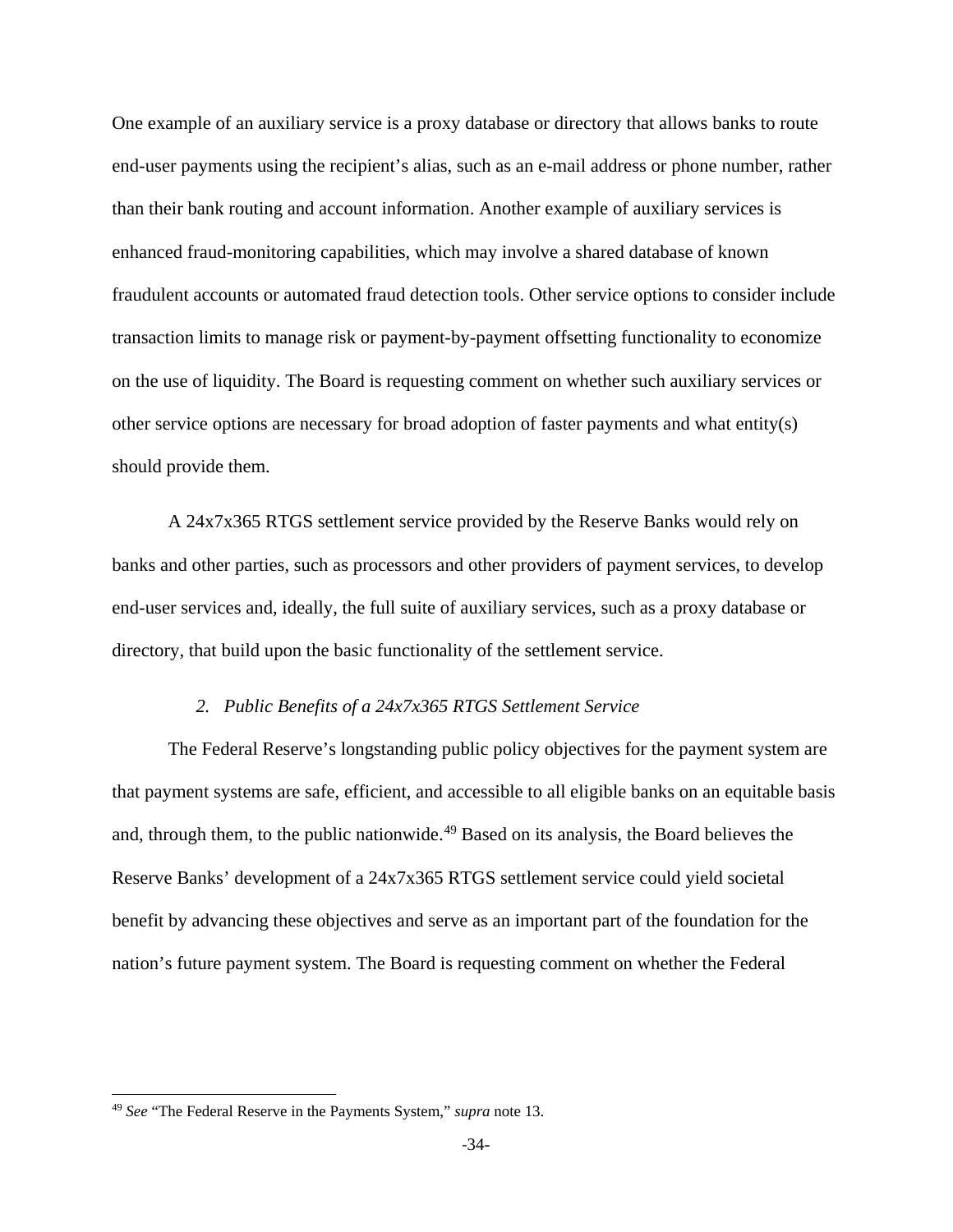One example of an auxiliary service is a proxy database or directory that allows banks to route end-user payments using the recipient's alias, such as an e-mail address or phone number, rather than their bank routing and account information. Another example of auxiliary services is enhanced fraud-monitoring capabilities, which may involve a shared database of known fraudulent accounts or automated fraud detection tools. Other service options to consider include transaction limits to manage risk or payment-by-payment offsetting functionality to economize on the use of liquidity. The Board is requesting comment on whether such auxiliary services or other service options are necessary for broad adoption of faster payments and what entity(s) should provide them.

A 24x7x365 RTGS settlement service provided by the Reserve Banks would rely on banks and other parties, such as processors and other providers of payment services, to develop end-user services and, ideally, the full suite of auxiliary services, such as a proxy database or directory, that build upon the basic functionality of the settlement service.

### *2. Public Benefits of a 24x7x365 RTGS Settlement Service*

The Federal Reserve's longstanding public policy objectives for the payment system are that payment systems are safe, efficient, and accessible to all eligible banks on an equitable basis and, through them, to the public nationwide.[49] Based on its analysis, the Board believes the Reserve Banks' development of a 24x7x365 RTGS settlement service could yield societal benefit by advancing these objectives and serve as an important part of the foundation for the nation's future payment system. The Board is requesting comment on whether the Federal

---

[49] *See* "The Federal Reserve in the Payments System," *supra* note 13.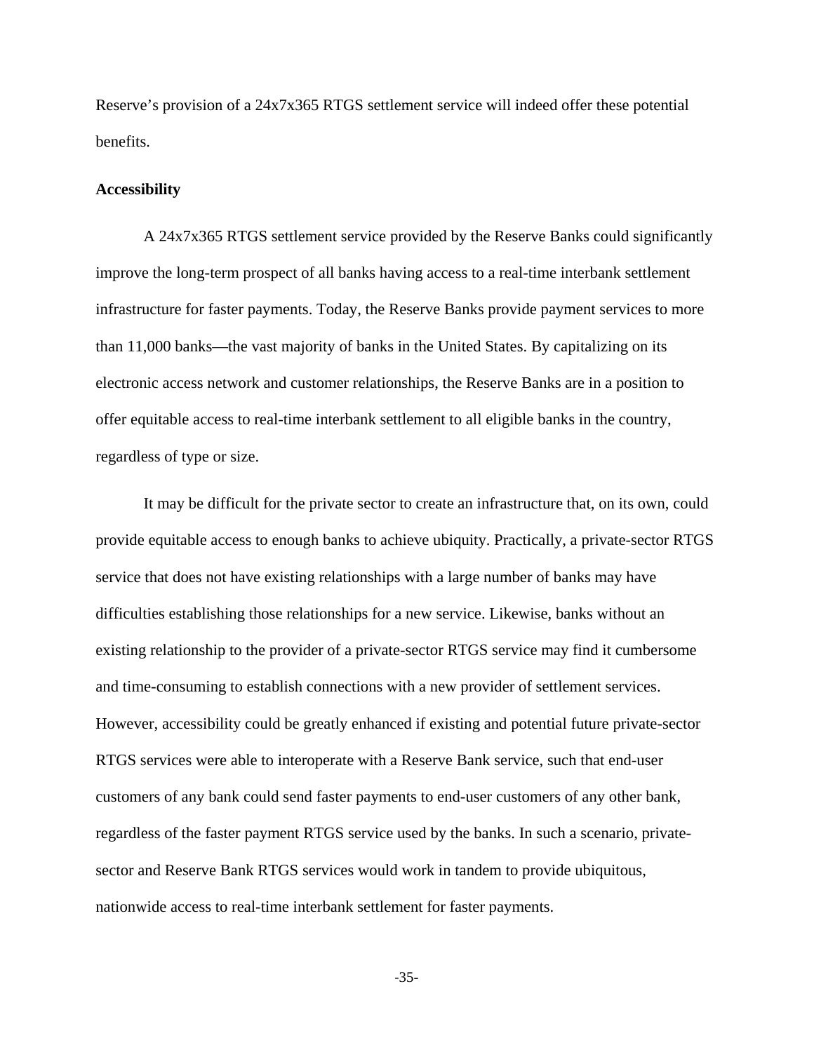Reserve's provision of a 24x7x365 RTGS settlement service will indeed offer these potential benefits.

**Accessibility**

A 24x7x365 RTGS settlement service provided by the Reserve Banks could significantly improve the long-term prospect of all banks having access to a real-time interbank settlement infrastructure for faster payments. Today, the Reserve Banks provide payment services to more than 11,000 banks—the vast majority of banks in the United States. By capitalizing on its electronic access network and customer relationships, the Reserve Banks are in a position to offer equitable access to real-time interbank settlement to all eligible banks in the country, regardless of type or size.

It may be difficult for the private sector to create an infrastructure that, on its own, could provide equitable access to enough banks to achieve ubiquity. Practically, a private-sector RTGS service that does not have existing relationships with a large number of banks may have difficulties establishing those relationships for a new service. Likewise, banks without an existing relationship to the provider of a private-sector RTGS service may find it cumbersome and time-consuming to establish connections with a new provider of settlement services. However, accessibility could be greatly enhanced if existing and potential future private-sector RTGS services were able to interoperate with a Reserve Bank service, such that end-user customers of any bank could send faster payments to end-user customers of any other bank, regardless of the faster payment RTGS service used by the banks. In such a scenario, private-sector and Reserve Bank RTGS services would work in tandem to provide ubiquitous, nationwide access to real-time interbank settlement for faster payments.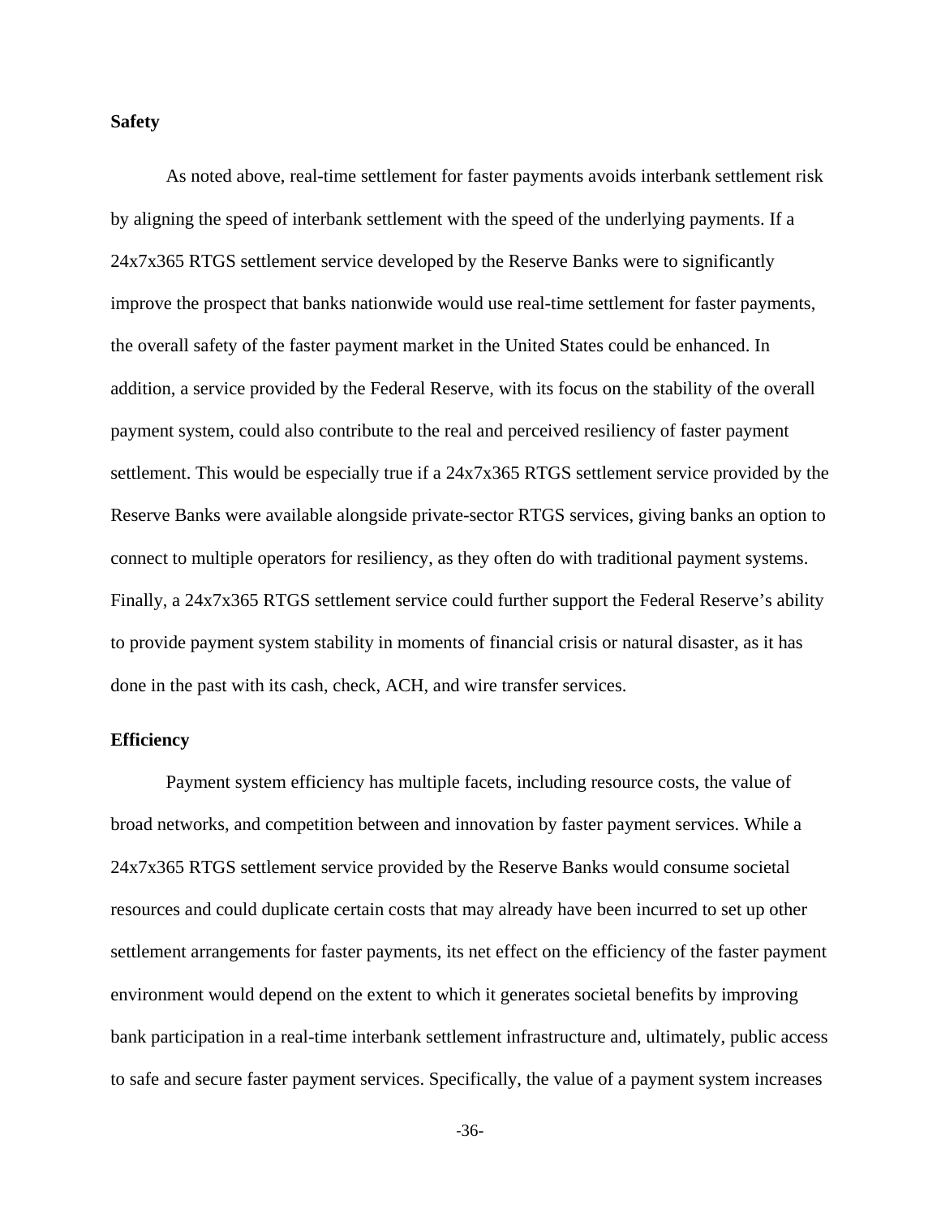**Safety**

As noted above, real-time settlement for faster payments avoids interbank settlement risk by aligning the speed of interbank settlement with the speed of the underlying payments. If a 24x7x365 RTGS settlement service developed by the Reserve Banks were to significantly improve the prospect that banks nationwide would use real-time settlement for faster payments, the overall safety of the faster payment market in the United States could be enhanced. In addition, a service provided by the Federal Reserve, with its focus on the stability of the overall payment system, could also contribute to the real and perceived resiliency of faster payment settlement. This would be especially true if a 24x7x365 RTGS settlement service provided by the Reserve Banks were available alongside private-sector RTGS services, giving banks an option to connect to multiple operators for resiliency, as they often do with traditional payment systems. Finally, a 24x7x365 RTGS settlement service could further support the Federal Reserve's ability to provide payment system stability in moments of financial crisis or natural disaster, as it has done in the past with its cash, check, ACH, and wire transfer services.

**Efficiency**

Payment system efficiency has multiple facets, including resource costs, the value of broad networks, and competition between and innovation by faster payment services. While a 24x7x365 RTGS settlement service provided by the Reserve Banks would consume societal resources and could duplicate certain costs that may already have been incurred to set up other settlement arrangements for faster payments, its net effect on the efficiency of the faster payment environment would depend on the extent to which it generates societal benefits by improving bank participation in a real-time interbank settlement infrastructure and, ultimately, public access to safe and secure faster payment services. Specifically, the value of a payment system increases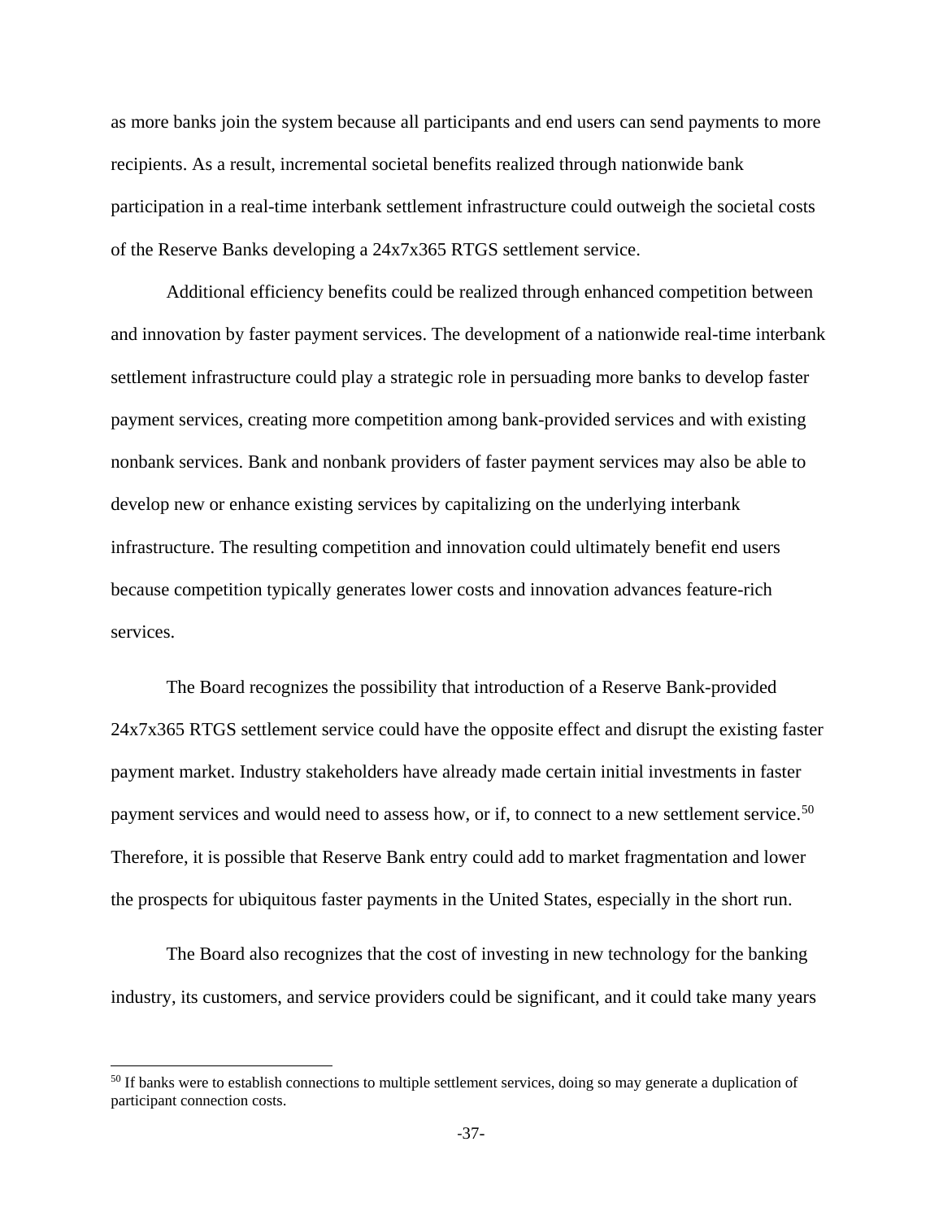as more banks join the system because all participants and end users can send payments to more recipients. As a result, incremental societal benefits realized through nationwide bank participation in a real-time interbank settlement infrastructure could outweigh the societal costs of the Reserve Banks developing a 24x7x365 RTGS settlement service.

Additional efficiency benefits could be realized through enhanced competition between and innovation by faster payment services. The development of a nationwide real-time interbank settlement infrastructure could play a strategic role in persuading more banks to develop faster payment services, creating more competition among bank-provided services and with existing nonbank services. Bank and nonbank providers of faster payment services may also be able to develop new or enhance existing services by capitalizing on the underlying interbank infrastructure. The resulting competition and innovation could ultimately benefit end users because competition typically generates lower costs and innovation advances feature-rich services.

The Board recognizes the possibility that introduction of a Reserve Bank-provided 24x7x365 RTGS settlement service could have the opposite effect and disrupt the existing faster payment market. Industry stakeholders have already made certain initial investments in faster payment services and would need to assess how, or if, to connect to a new settlement service.[50] Therefore, it is possible that Reserve Bank entry could add to market fragmentation and lower the prospects for ubiquitous faster payments in the United States, especially in the short run.

The Board also recognizes that the cost of investing in new technology for the banking industry, its customers, and service providers could be significant, and it could take many years

[50] If banks were to establish connections to multiple settlement services, doing so may generate a duplication of participant connection costs.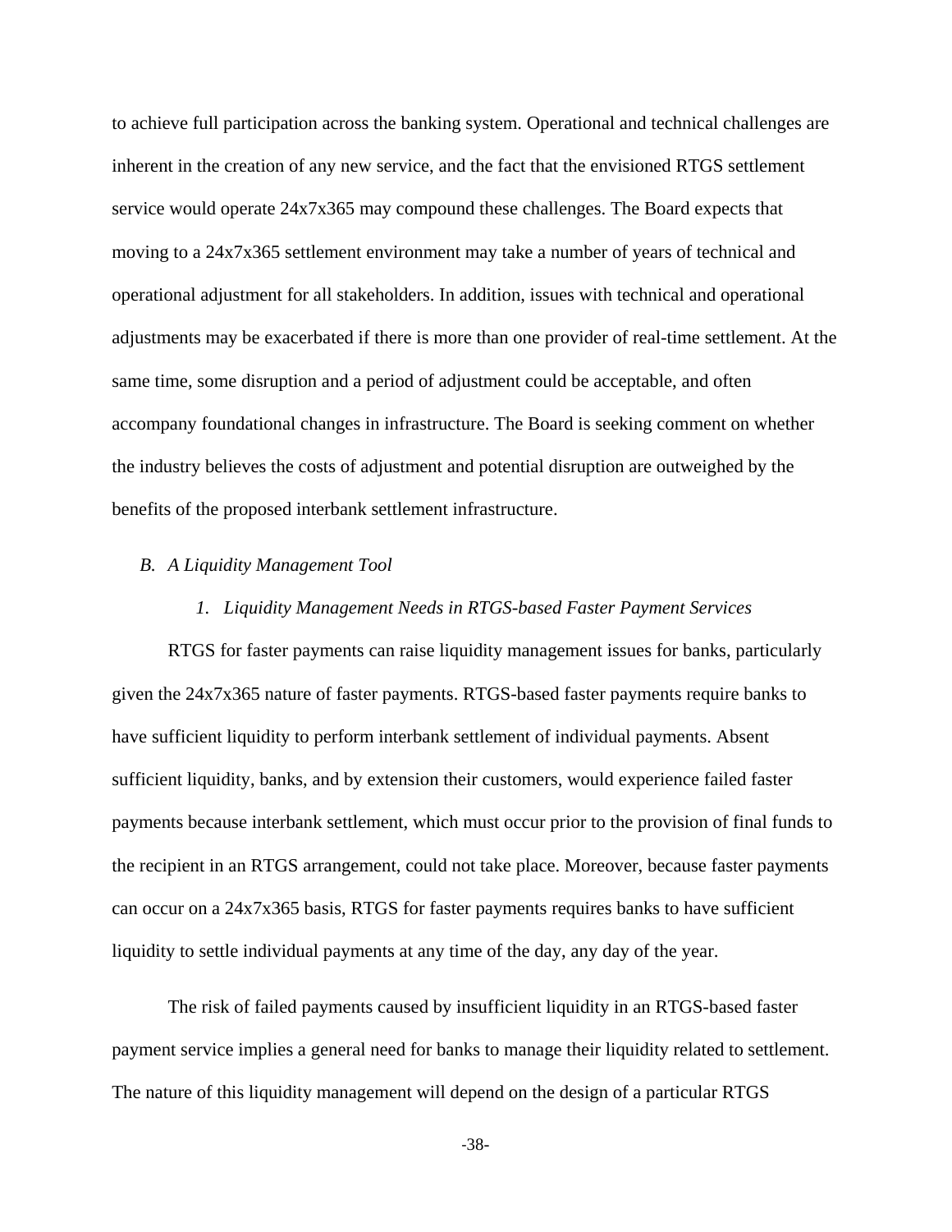to achieve full participation across the banking system. Operational and technical challenges are inherent in the creation of any new service, and the fact that the envisioned RTGS settlement service would operate 24x7x365 may compound these challenges. The Board expects that moving to a 24x7x365 settlement environment may take a number of years of technical and operational adjustment for all stakeholders. In addition, issues with technical and operational adjustments may be exacerbated if there is more than one provider of real-time settlement. At the same time, some disruption and a period of adjustment could be acceptable, and often accompany foundational changes in infrastructure. The Board is seeking comment on whether the industry believes the costs of adjustment and potential disruption are outweighed by the benefits of the proposed interbank settlement infrastructure.

### *B. A Liquidity Management Tool*

#### *1. Liquidity Management Needs in RTGS-based Faster Payment Services*

RTGS for faster payments can raise liquidity management issues for banks, particularly given the 24x7x365 nature of faster payments. RTGS-based faster payments require banks to have sufficient liquidity to perform interbank settlement of individual payments. Absent sufficient liquidity, banks, and by extension their customers, would experience failed faster payments because interbank settlement, which must occur prior to the provision of final funds to the recipient in an RTGS arrangement, could not take place. Moreover, because faster payments can occur on a 24x7x365 basis, RTGS for faster payments requires banks to have sufficient liquidity to settle individual payments at any time of the day, any day of the year.

The risk of failed payments caused by insufficient liquidity in an RTGS-based faster payment service implies a general need for banks to manage their liquidity related to settlement. The nature of this liquidity management will depend on the design of a particular RTGS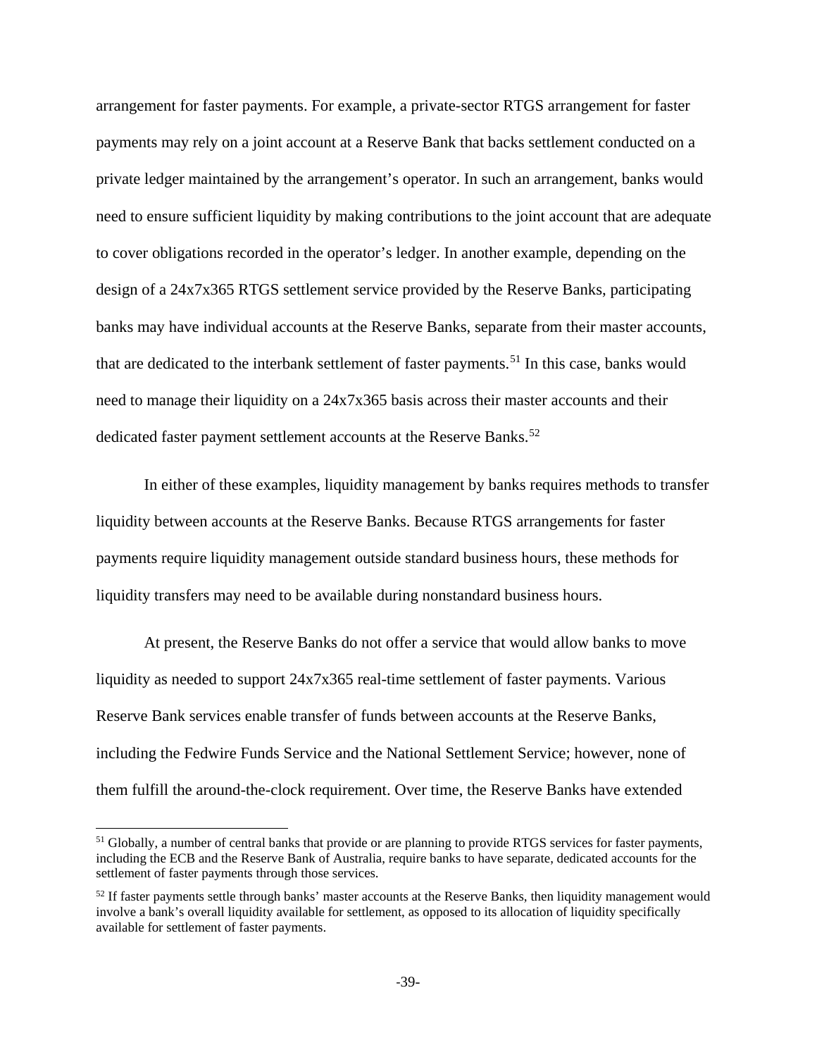arrangement for faster payments. For example, a private-sector RTGS arrangement for faster payments may rely on a joint account at a Reserve Bank that backs settlement conducted on a private ledger maintained by the arrangement's operator. In such an arrangement, banks would need to ensure sufficient liquidity by making contributions to the joint account that are adequate to cover obligations recorded in the operator's ledger. In another example, depending on the design of a 24x7x365 RTGS settlement service provided by the Reserve Banks, participating banks may have individual accounts at the Reserve Banks, separate from their master accounts, that are dedicated to the interbank settlement of faster payments.[51] In this case, banks would need to manage their liquidity on a 24x7x365 basis across their master accounts and their dedicated faster payment settlement accounts at the Reserve Banks.[52]

In either of these examples, liquidity management by banks requires methods to transfer liquidity between accounts at the Reserve Banks. Because RTGS arrangements for faster payments require liquidity management outside standard business hours, these methods for liquidity transfers may need to be available during nonstandard business hours.

At present, the Reserve Banks do not offer a service that would allow banks to move liquidity as needed to support 24x7x365 real-time settlement of faster payments. Various Reserve Bank services enable transfer of funds between accounts at the Reserve Banks, including the Fedwire Funds Service and the National Settlement Service; however, none of them fulfill the around-the-clock requirement. Over time, the Reserve Banks have extended

---

[51] Globally, a number of central banks that provide or are planning to provide RTGS services for faster payments, including the ECB and the Reserve Bank of Australia, require banks to have separate, dedicated accounts for the settlement of faster payments through those services.

[52] If faster payments settle through banks' master accounts at the Reserve Banks, then liquidity management would involve a bank's overall liquidity available for settlement, as opposed to its allocation of liquidity specifically available for settlement of faster payments.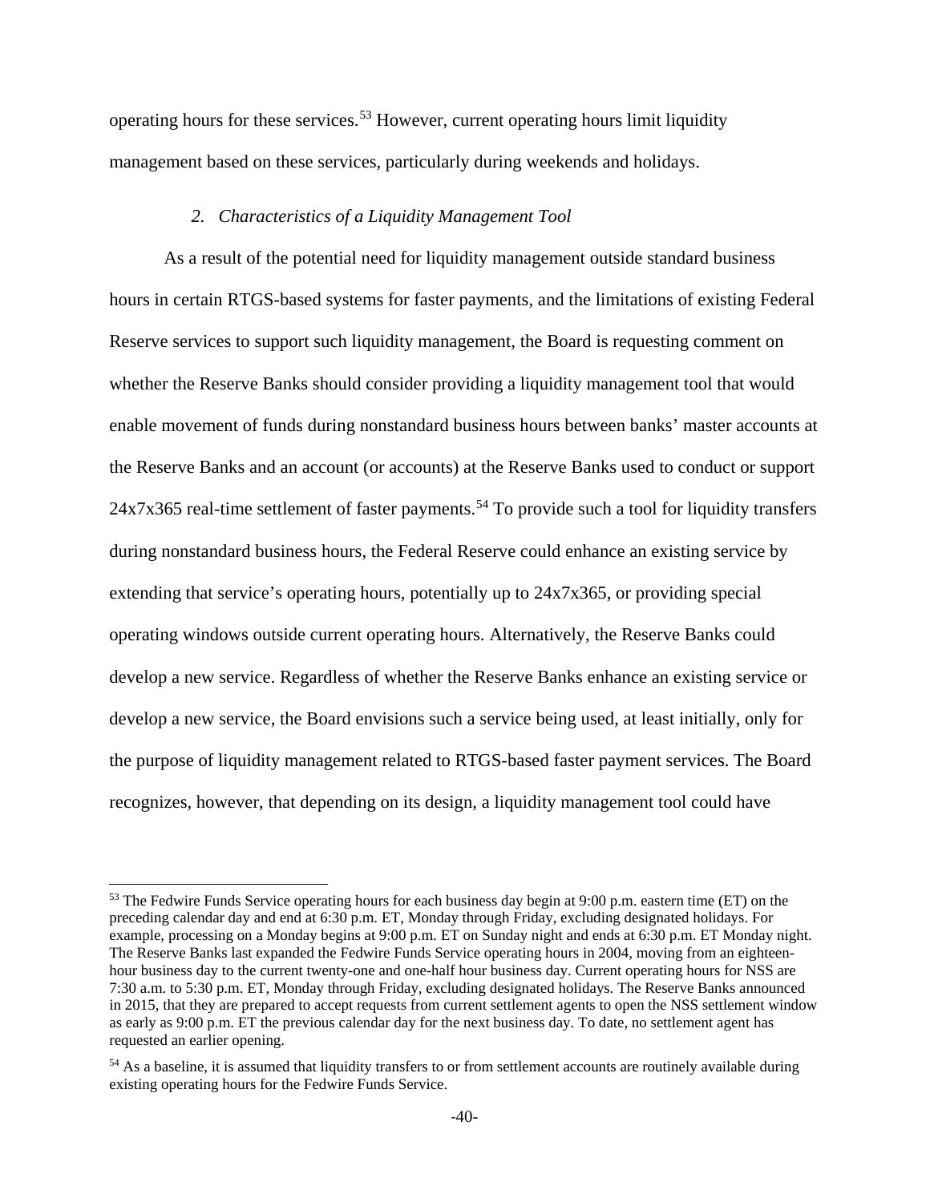operating hours for these services.[53] However, current operating hours limit liquidity management based on these services, particularly during weekends and holidays.

### *2. Characteristics of a Liquidity Management Tool*

As a result of the potential need for liquidity management outside standard business hours in certain RTGS-based systems for faster payments, and the limitations of existing Federal Reserve services to support such liquidity management, the Board is requesting comment on whether the Reserve Banks should consider providing a liquidity management tool that would enable movement of funds during nonstandard business hours between banks' master accounts at the Reserve Banks and an account (or accounts) at the Reserve Banks used to conduct or support 24x7x365 real-time settlement of faster payments.[54] To provide such a tool for liquidity transfers during nonstandard business hours, the Federal Reserve could enhance an existing service by extending that service's operating hours, potentially up to 24x7x365, or providing special operating windows outside current operating hours. Alternatively, the Reserve Banks could develop a new service. Regardless of whether the Reserve Banks enhance an existing service or develop a new service, the Board envisions such a service being used, at least initially, only for the purpose of liquidity management related to RTGS-based faster payment services. The Board recognizes, however, that depending on its design, a liquidity management tool could have

---

[53] The Fedwire Funds Service operating hours for each business day begin at 9:00 p.m. eastern time (ET) on the preceding calendar day and end at 6:30 p.m. ET, Monday through Friday, excluding designated holidays. For example, processing on a Monday begins at 9:00 p.m. ET on Sunday night and ends at 6:30 p.m. ET Monday night. The Reserve Banks last expanded the Fedwire Funds Service operating hours in 2004, moving from an eighteen-hour business day to the current twenty-one and one-half hour business day. Current operating hours for NSS are 7:30 a.m. to 5:30 p.m. ET, Monday through Friday, excluding designated holidays. The Reserve Banks announced in 2015, that they are prepared to accept requests from current settlement agents to open the NSS settlement window as early as 9:00 p.m. ET the previous calendar day for the next business day. To date, no settlement agent has requested an earlier opening.

[54] As a baseline, it is assumed that liquidity transfers to or from settlement accounts are routinely available during existing operating hours for the Fedwire Funds Service.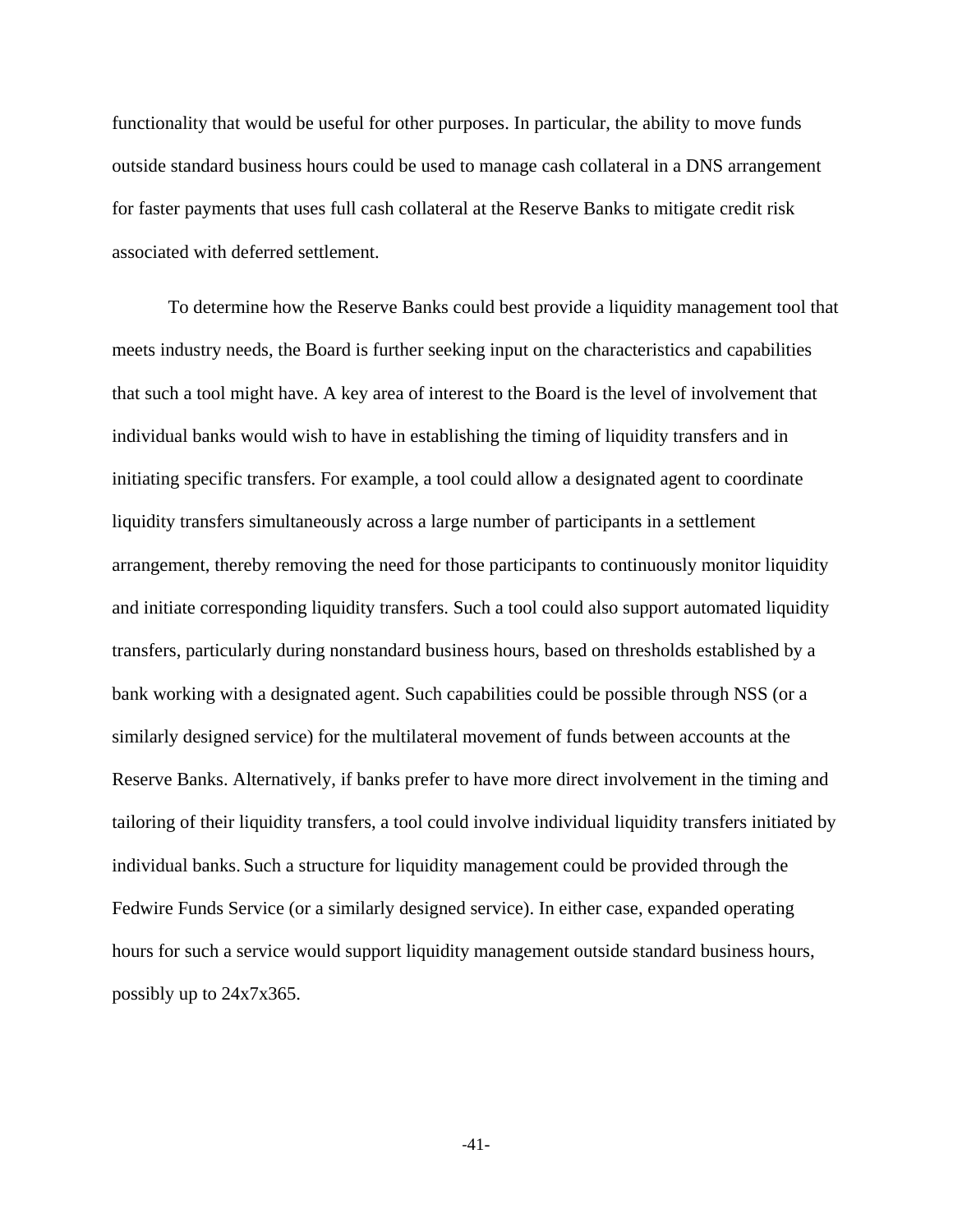functionality that would be useful for other purposes. In particular, the ability to move funds outside standard business hours could be used to manage cash collateral in a DNS arrangement for faster payments that uses full cash collateral at the Reserve Banks to mitigate credit risk associated with deferred settlement.

To determine how the Reserve Banks could best provide a liquidity management tool that meets industry needs, the Board is further seeking input on the characteristics and capabilities that such a tool might have. A key area of interest to the Board is the level of involvement that individual banks would wish to have in establishing the timing of liquidity transfers and in initiating specific transfers. For example, a tool could allow a designated agent to coordinate liquidity transfers simultaneously across a large number of participants in a settlement arrangement, thereby removing the need for those participants to continuously monitor liquidity and initiate corresponding liquidity transfers. Such a tool could also support automated liquidity transfers, particularly during nonstandard business hours, based on thresholds established by a bank working with a designated agent. Such capabilities could be possible through NSS (or a similarly designed service) for the multilateral movement of funds between accounts at the Reserve Banks. Alternatively, if banks prefer to have more direct involvement in the timing and tailoring of their liquidity transfers, a tool could involve individual liquidity transfers initiated by individual banks. Such a structure for liquidity management could be provided through the Fedwire Funds Service (or a similarly designed service). In either case, expanded operating hours for such a service would support liquidity management outside standard business hours, possibly up to 24x7x365.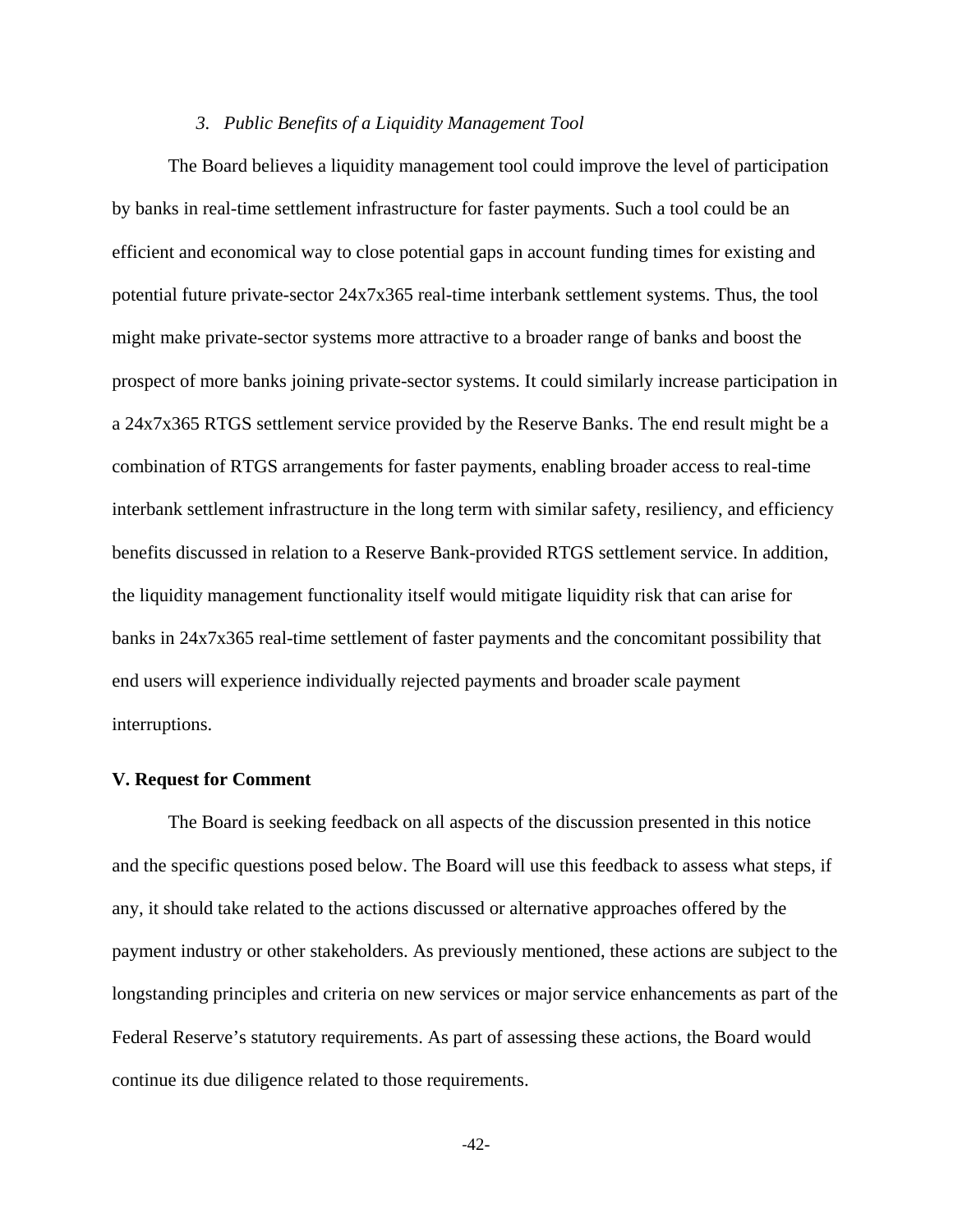### *3. Public Benefits of a Liquidity Management Tool*

The Board believes a liquidity management tool could improve the level of participation by banks in real-time settlement infrastructure for faster payments. Such a tool could be an efficient and economical way to close potential gaps in account funding times for existing and potential future private-sector 24x7x365 real-time interbank settlement systems. Thus, the tool might make private-sector systems more attractive to a broader range of banks and boost the prospect of more banks joining private-sector systems. It could similarly increase participation in a 24x7x365 RTGS settlement service provided by the Reserve Banks. The end result might be a combination of RTGS arrangements for faster payments, enabling broader access to real-time interbank settlement infrastructure in the long term with similar safety, resiliency, and efficiency benefits discussed in relation to a Reserve Bank-provided RTGS settlement service. In addition, the liquidity management functionality itself would mitigate liquidity risk that can arise for banks in 24x7x365 real-time settlement of faster payments and the concomitant possibility that end users will experience individually rejected payments and broader scale payment interruptions.

## V. Request for Comment

The Board is seeking feedback on all aspects of the discussion presented in this notice and the specific questions posed below. The Board will use this feedback to assess what steps, if any, it should take related to the actions discussed or alternative approaches offered by the payment industry or other stakeholders. As previously mentioned, these actions are subject to the longstanding principles and criteria on new services or major service enhancements as part of the Federal Reserve's statutory requirements. As part of assessing these actions, the Board would continue its due diligence related to those requirements.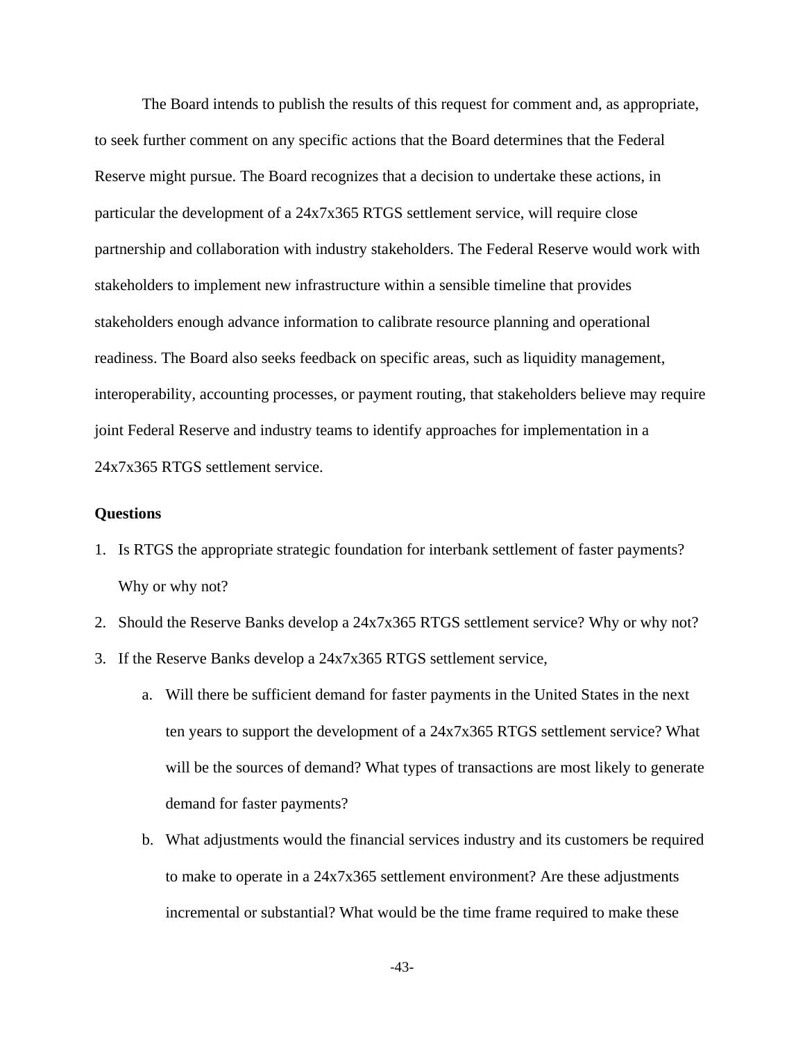The Board intends to publish the results of this request for comment and, as appropriate, to seek further comment on any specific actions that the Board determines that the Federal Reserve might pursue. The Board recognizes that a decision to undertake these actions, in particular the development of a 24x7x365 RTGS settlement service, will require close partnership and collaboration with industry stakeholders. The Federal Reserve would work with stakeholders to implement new infrastructure within a sensible timeline that provides stakeholders enough advance information to calibrate resource planning and operational readiness. The Board also seeks feedback on specific areas, such as liquidity management, interoperability, accounting processes, or payment routing, that stakeholders believe may require joint Federal Reserve and industry teams to identify approaches for implementation in a 24x7x365 RTGS settlement service.

**Questions**

1. Is RTGS the appropriate strategic foundation for interbank settlement of faster payments? Why or why not?
2. Should the Reserve Banks develop a 24x7x365 RTGS settlement service? Why or why not?
3. If the Reserve Banks develop a 24x7x365 RTGS settlement service,
    a. Will there be sufficient demand for faster payments in the United States in the next ten years to support the development of a 24x7x365 RTGS settlement service? What will be the sources of demand? What types of transactions are most likely to generate demand for faster payments?
    b. What adjustments would the financial services industry and its customers be required to make to operate in a 24x7x365 settlement environment? Are these adjustments incremental or substantial? What would be the time frame required to make these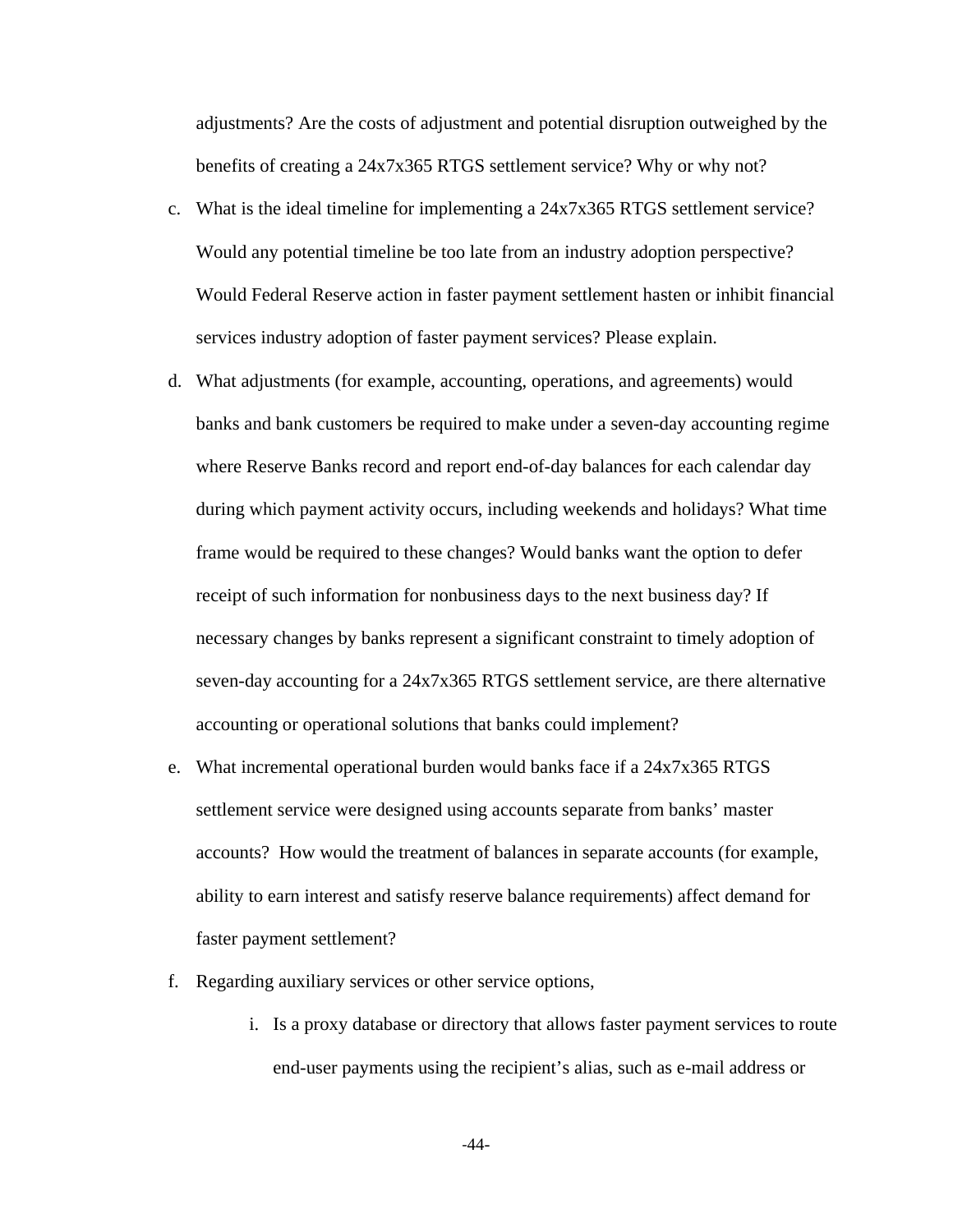adjustments? Are the costs of adjustment and potential disruption outweighed by the benefits of creating a 24x7x365 RTGS settlement service? Why or why not?

c. What is the ideal timeline for implementing a 24x7x365 RTGS settlement service? Would any potential timeline be too late from an industry adoption perspective? Would Federal Reserve action in faster payment settlement hasten or inhibit financial services industry adoption of faster payment services? Please explain.

d. What adjustments (for example, accounting, operations, and agreements) would banks and bank customers be required to make under a seven-day accounting regime where Reserve Banks record and report end-of-day balances for each calendar day during which payment activity occurs, including weekends and holidays? What time frame would be required to these changes? Would banks want the option to defer receipt of such information for nonbusiness days to the next business day? If necessary changes by banks represent a significant constraint to timely adoption of seven-day accounting for a 24x7x365 RTGS settlement service, are there alternative accounting or operational solutions that banks could implement?

e. What incremental operational burden would banks face if a 24x7x365 RTGS settlement service were designed using accounts separate from banks' master accounts? How would the treatment of balances in separate accounts (for example, ability to earn interest and satisfy reserve balance requirements) affect demand for faster payment settlement?

f. Regarding auxiliary services or other service options,

    i. Is a proxy database or directory that allows faster payment services to route end-user payments using the recipient's alias, such as e-mail address or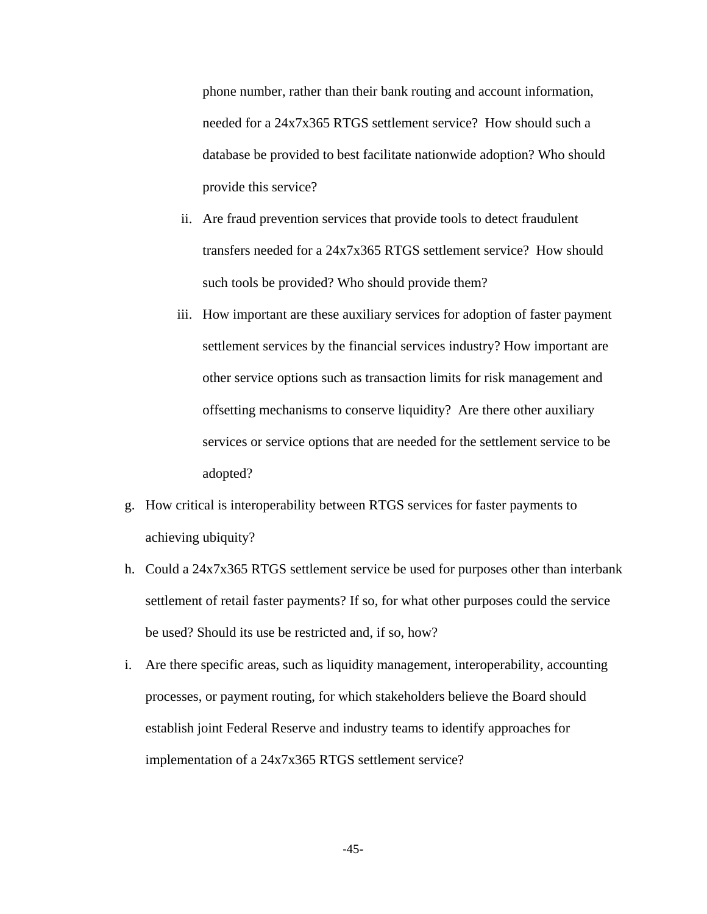phone number, rather than their bank routing and account information, needed for a 24x7x365 RTGS settlement service? How should such a database be provided to best facilitate nationwide adoption? Who should provide this service?

   ii. Are fraud prevention services that provide tools to detect fraudulent transfers needed for a 24x7x365 RTGS settlement service? How should such tools be provided? Who should provide them?

   iii. How important are these auxiliary services for adoption of faster payment settlement services by the financial services industry? How important are other service options such as transaction limits for risk management and offsetting mechanisms to conserve liquidity? Are there other auxiliary services or service options that are needed for the settlement service to be adopted?

g. How critical is interoperability between RTGS services for faster payments to achieving ubiquity?

h. Could a 24x7x365 RTGS settlement service be used for purposes other than interbank settlement of retail faster payments? If so, for what other purposes could the service be used? Should its use be restricted and, if so, how?

i. Are there specific areas, such as liquidity management, interoperability, accounting processes, or payment routing, for which stakeholders believe the Board should establish joint Federal Reserve and industry teams to identify approaches for implementation of a 24x7x365 RTGS settlement service?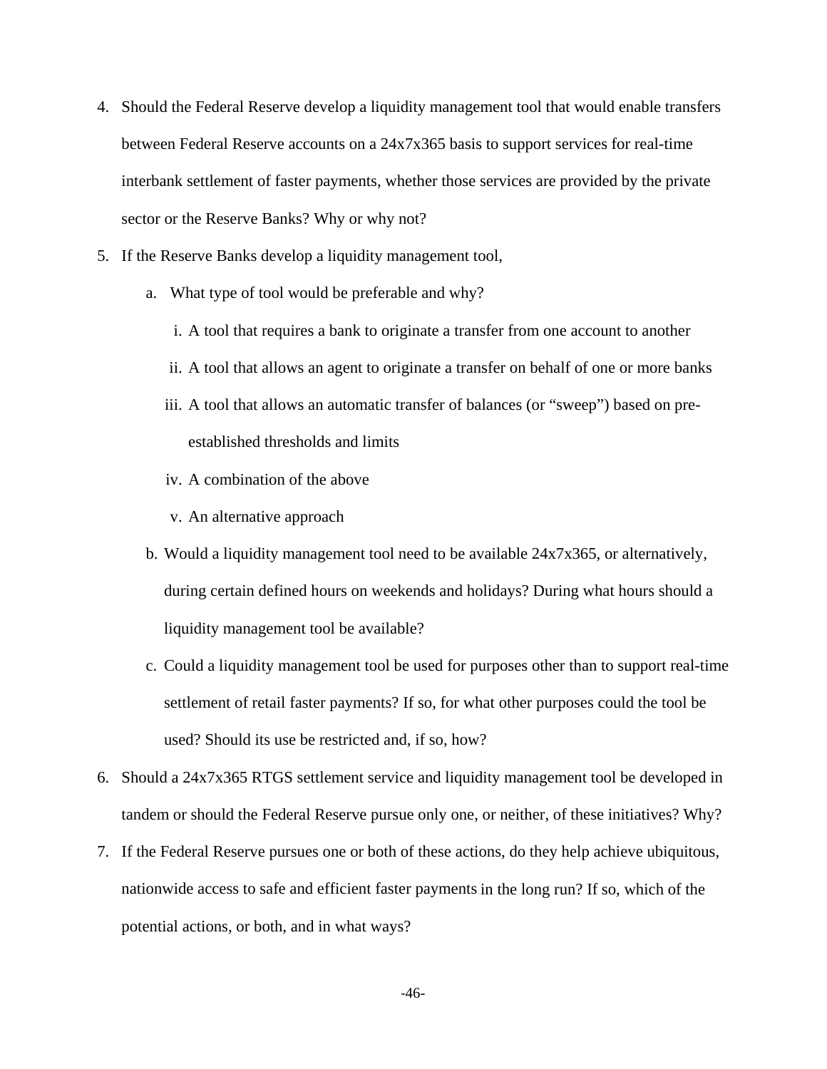4. Should the Federal Reserve develop a liquidity management tool that would enable transfers between Federal Reserve accounts on a 24x7x365 basis to support services for real-time interbank settlement of faster payments, whether those services are provided by the private sector or the Reserve Banks? Why or why not?
5. If the Reserve Banks develop a liquidity management tool,
    a. What type of tool would be preferable and why?
        i. A tool that requires a bank to originate a transfer from one account to another
        ii. A tool that allows an agent to originate a transfer on behalf of one or more banks
        iii. A tool that allows an automatic transfer of balances (or "sweep") based on pre-established thresholds and limits
        iv. A combination of the above
        v. An alternative approach
    b. Would a liquidity management tool need to be available 24x7x365, or alternatively, during certain defined hours on weekends and holidays? During what hours should a liquidity management tool be available?
    c. Could a liquidity management tool be used for purposes other than to support real-time settlement of retail faster payments? If so, for what other purposes could the tool be used? Should its use be restricted and, if so, how?
6. Should a 24x7x365 RTGS settlement service and liquidity management tool be developed in tandem or should the Federal Reserve pursue only one, or neither, of these initiatives? Why?
7. If the Federal Reserve pursues one or both of these actions, do they help achieve ubiquitous, nationwide access to safe and efficient faster payments in the long run? If so, which of the potential actions, or both, and in what ways?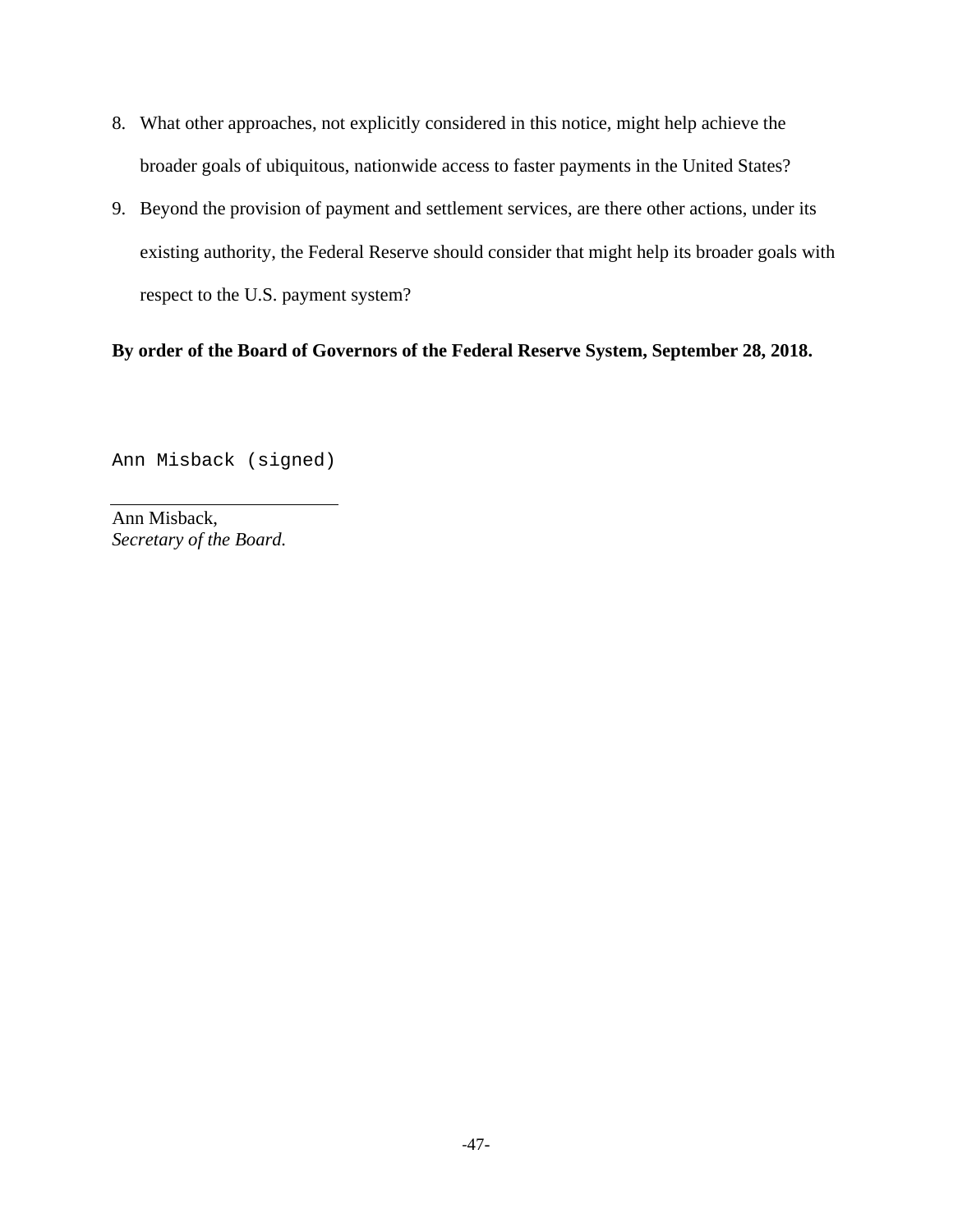8. What other approaches, not explicitly considered in this notice, might help achieve the broader goals of ubiquitous, nationwide access to faster payments in the United States?
9. Beyond the provision of payment and settlement services, are there other actions, under its existing authority, the Federal Reserve should consider that might help its broader goals with respect to the U.S. payment system?

**By order of the Board of Governors of the Federal Reserve System, September 28, 2018.**

Ann Misback (signed)

Ann Misback,
*Secretary of the Board.*